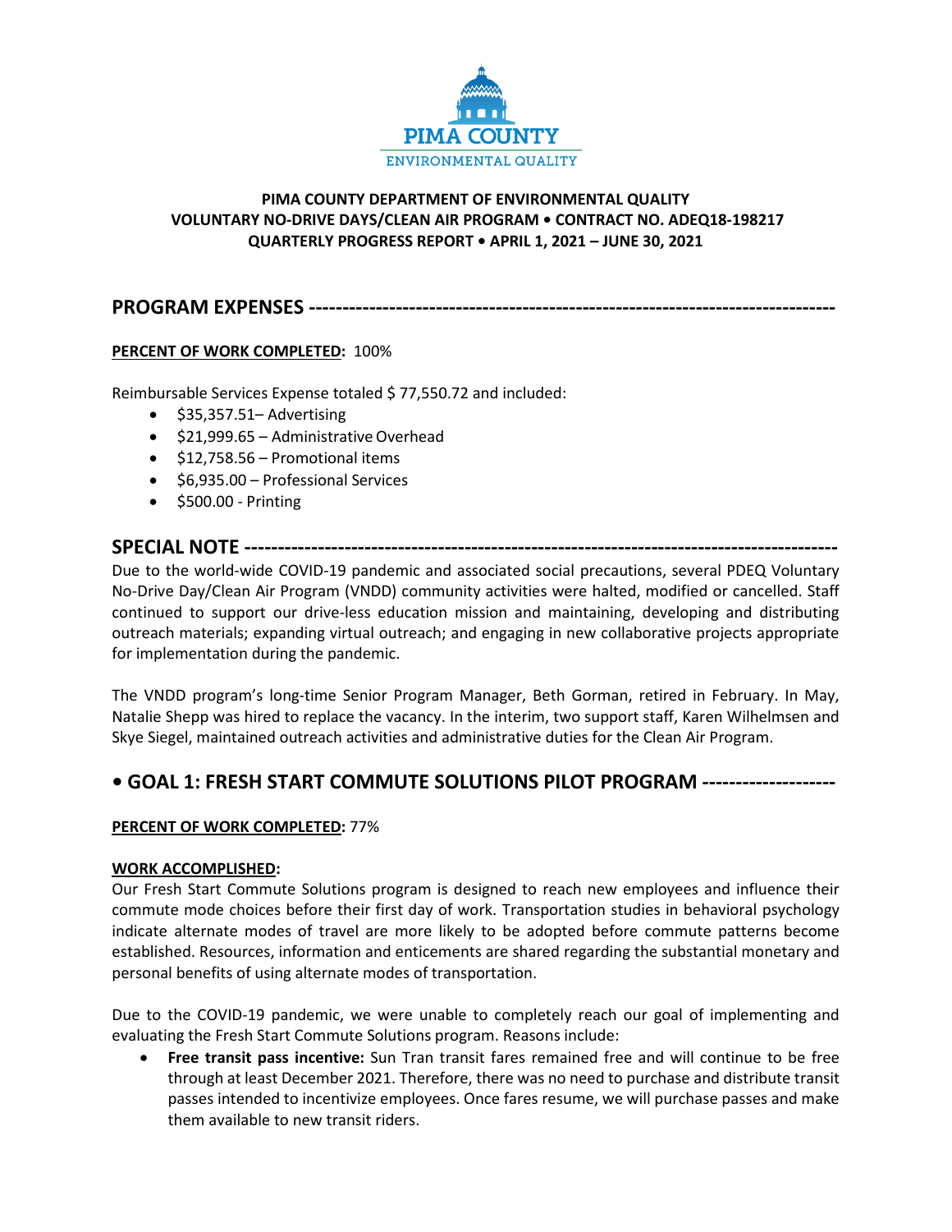PIMA COUNTY
ENVIRONMENTAL QUALITY

**PIMA COUNTY DEPARTMENT OF ENVIRONMENTAL QUALITY**
**VOLUNTARY NO-DRIVE DAYS/CLEAN AIR PROGRAM • CONTRACT NO. ADEQ18-198217**
**QUARTERLY PROGRESS REPORT • APRIL 1, 2021 – JUNE 30, 2021**

## PROGRAM EXPENSES -----------------------------------------------------------------------------

**PERCENT OF WORK COMPLETED:** 100%

Reimbursable Services Expense totaled $ 77,550.72 and included:

- $35,357.51– Advertising
- $21,999.65 – Administrative Overhead
- $12,758.56 – Promotional items
- $6,935.00 – Professional Services
- $500.00 - Printing

## SPECIAL NOTE ---------------------------------------------------------------------------------------

Due to the world-wide COVID-19 pandemic and associated social precautions, several PDEQ Voluntary No-Drive Day/Clean Air Program (VNDD) community activities were halted, modified or cancelled. Staff continued to support our drive-less education mission and maintaining, developing and distributing outreach materials; expanding virtual outreach; and engaging in new collaborative projects appropriate for implementation during the pandemic.

The VNDD program's long-time Senior Program Manager, Beth Gorman, retired in February. In May, Natalie Shepp was hired to replace the vacancy. In the interim, two support staff, Karen Wilhelmsen and Skye Siegel, maintained outreach activities and administrative duties for the Clean Air Program.

## • GOAL 1: FRESH START COMMUTE SOLUTIONS PILOT PROGRAM -------------------

**PERCENT OF WORK COMPLETED:** 77%

**WORK ACCOMPLISHED:**

Our Fresh Start Commute Solutions program is designed to reach new employees and influence their commute mode choices before their first day of work. Transportation studies in behavioral psychology indicate alternate modes of travel are more likely to be adopted before commute patterns become established. Resources, information and enticements are shared regarding the substantial monetary and personal benefits of using alternate modes of transportation.

Due to the COVID-19 pandemic, we were unable to completely reach our goal of implementing and evaluating the Fresh Start Commute Solutions program. Reasons include:

- **Free transit pass incentive:** Sun Tran transit fares remained free and will continue to be free through at least December 2021. Therefore, there was no need to purchase and distribute transit passes intended to incentivize employees. Once fares resume, we will purchase passes and make them available to new transit riders.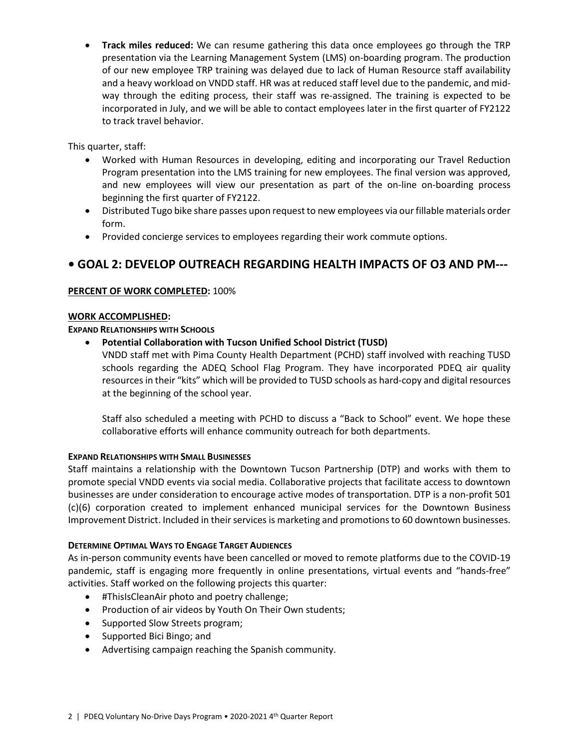- **Track miles reduced:** We can resume gathering this data once employees go through the TRP presentation via the Learning Management System (LMS) on-boarding program. The production of our new employee TRP training was delayed due to lack of Human Resource staff availability and a heavy workload on VNDD staff. HR was at reduced staff level due to the pandemic, and mid-way through the editing process, their staff was re-assigned. The training is expected to be incorporated in July, and we will be able to contact employees later in the first quarter of FY2122 to track travel behavior.

This quarter, staff:

- Worked with Human Resources in developing, editing and incorporating our Travel Reduction Program presentation into the LMS training for new employees. The final version was approved, and new employees will view our presentation as part of the on-line on-boarding process beginning the first quarter of FY2122.
- Distributed Tugo bike share passes upon request to new employees via our fillable materials order form.
- Provided concierge services to employees regarding their work commute options.

## • GOAL 2: DEVELOP OUTREACH REGARDING HEALTH IMPACTS OF O3 AND PM---

**PERCENT OF WORK COMPLETED:** 100%

**WORK ACCOMPLISHED:**

**EXPAND RELATIONSHIPS WITH SCHOOLS**

- **Potential Collaboration with Tucson Unified School District (TUSD)**

  VNDD staff met with Pima County Health Department (PCHD) staff involved with reaching TUSD schools regarding the ADEQ School Flag Program. They have incorporated PDEQ air quality resources in their "kits" which will be provided to TUSD schools as hard-copy and digital resources at the beginning of the school year.

  Staff also scheduled a meeting with PCHD to discuss a "Back to School" event. We hope these collaborative efforts will enhance community outreach for both departments.

**EXPAND RELATIONSHIPS WITH SMALL BUSINESSES**

Staff maintains a relationship with the Downtown Tucson Partnership (DTP) and works with them to promote special VNDD events via social media. Collaborative projects that facilitate access to downtown businesses are under consideration to encourage active modes of transportation. DTP is a non-profit 501 (c)(6) corporation created to implement enhanced municipal services for the Downtown Business Improvement District. Included in their services is marketing and promotions to 60 downtown businesses.

**DETERMINE OPTIMAL WAYS TO ENGAGE TARGET AUDIENCES**

As in-person community events have been cancelled or moved to remote platforms due to the COVID-19 pandemic, staff is engaging more frequently in online presentations, virtual events and "hands-free" activities. Staff worked on the following projects this quarter:

- #ThisIsCleanAir photo and poetry challenge;
- Production of air videos by Youth On Their Own students;
- Supported Slow Streets program;
- Supported Bici Bingo; and
- Advertising campaign reaching the Spanish community.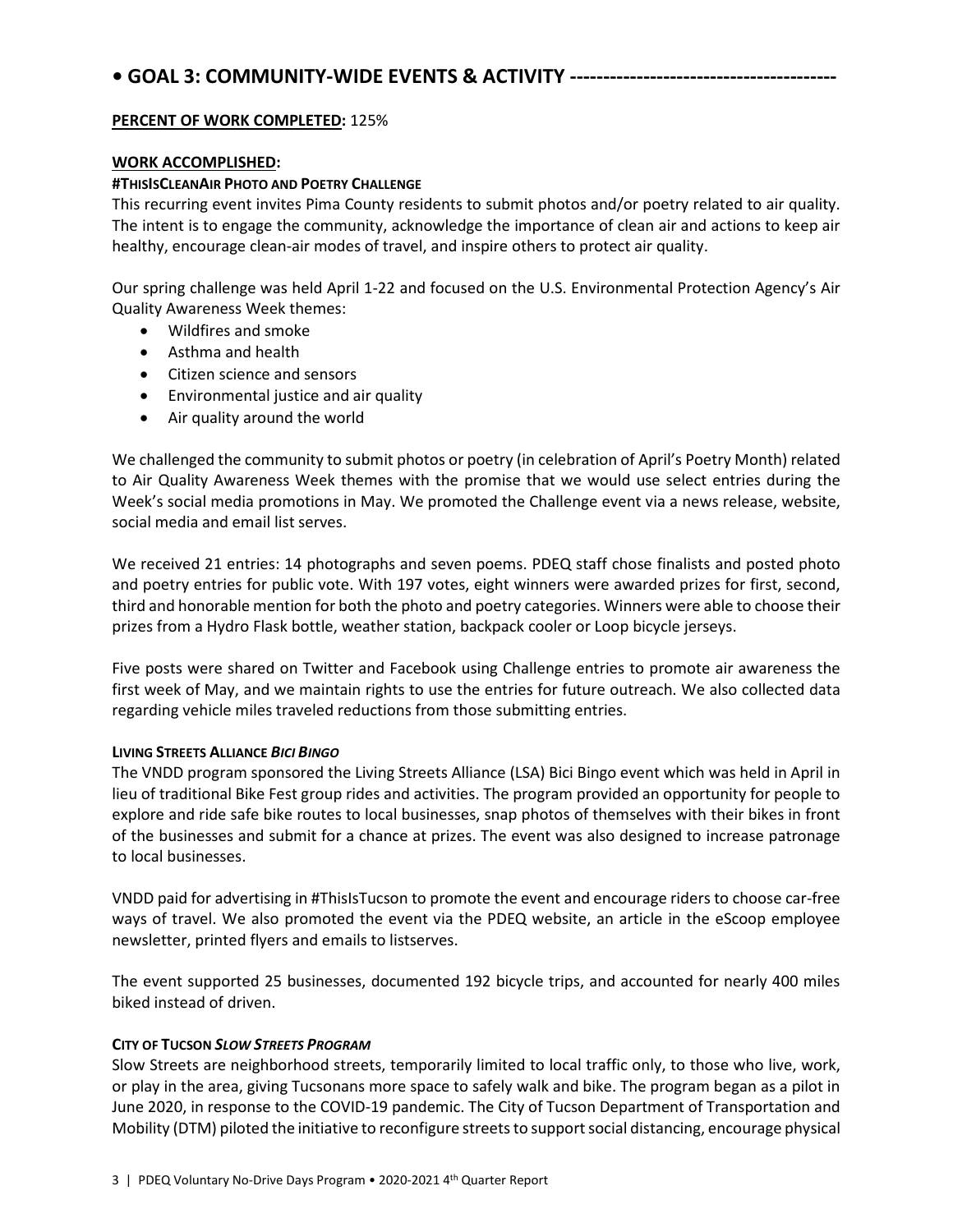# • GOAL 3: COMMUNITY-WIDE EVENTS & ACTIVITY ---------------------------------------

**PERCENT OF WORK COMPLETED:** 125%

**WORK ACCOMPLISHED:**

**#THISISCLEANAIR PHOTO AND POETRY CHALLENGE**

This recurring event invites Pima County residents to submit photos and/or poetry related to air quality. The intent is to engage the community, acknowledge the importance of clean air and actions to keep air healthy, encourage clean-air modes of travel, and inspire others to protect air quality.

Our spring challenge was held April 1-22 and focused on the U.S. Environmental Protection Agency's Air Quality Awareness Week themes:

- Wildfires and smoke
- Asthma and health
- Citizen science and sensors
- Environmental justice and air quality
- Air quality around the world

We challenged the community to submit photos or poetry (in celebration of April's Poetry Month) related to Air Quality Awareness Week themes with the promise that we would use select entries during the Week's social media promotions in May. We promoted the Challenge event via a news release, website, social media and email list serves.

We received 21 entries: 14 photographs and seven poems. PDEQ staff chose finalists and posted photo and poetry entries for public vote. With 197 votes, eight winners were awarded prizes for first, second, third and honorable mention for both the photo and poetry categories. Winners were able to choose their prizes from a Hydro Flask bottle, weather station, backpack cooler or Loop bicycle jerseys.

Five posts were shared on Twitter and Facebook using Challenge entries to promote air awareness the first week of May, and we maintain rights to use the entries for future outreach. We also collected data regarding vehicle miles traveled reductions from those submitting entries.

**LIVING STREETS ALLIANCE *BICI BINGO***

The VNDD program sponsored the Living Streets Alliance (LSA) Bici Bingo event which was held in April in lieu of traditional Bike Fest group rides and activities. The program provided an opportunity for people to explore and ride safe bike routes to local businesses, snap photos of themselves with their bikes in front of the businesses and submit for a chance at prizes. The event was also designed to increase patronage to local businesses.

VNDD paid for advertising in #ThisIsTucson to promote the event and encourage riders to choose car-free ways of travel. We also promoted the event via the PDEQ website, an article in the eScoop employee newsletter, printed flyers and emails to listserves.

The event supported 25 businesses, documented 192 bicycle trips, and accounted for nearly 400 miles biked instead of driven.

**CITY OF TUCSON *SLOW STREETS PROGRAM***

Slow Streets are neighborhood streets, temporarily limited to local traffic only, to those who live, work, or play in the area, giving Tucsonans more space to safely walk and bike. The program began as a pilot in June 2020, in response to the COVID-19 pandemic. The City of Tucson Department of Transportation and Mobility (DTM) piloted the initiative to reconfigure streets to support social distancing, encourage physical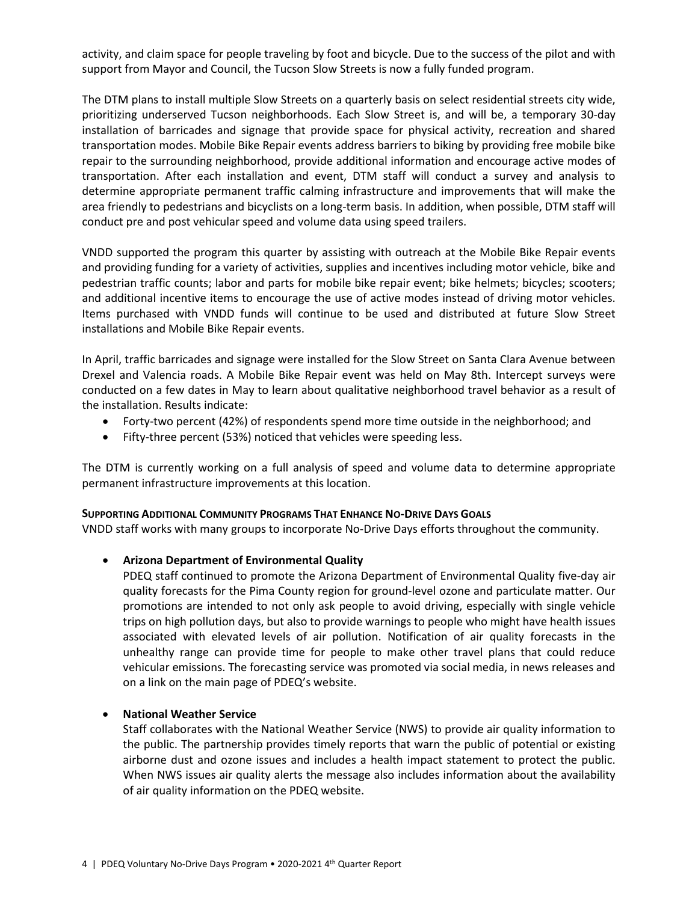activity, and claim space for people traveling by foot and bicycle. Due to the success of the pilot and with support from Mayor and Council, the Tucson Slow Streets is now a fully funded program.

The DTM plans to install multiple Slow Streets on a quarterly basis on select residential streets city wide, prioritizing underserved Tucson neighborhoods. Each Slow Street is, and will be, a temporary 30-day installation of barricades and signage that provide space for physical activity, recreation and shared transportation modes. Mobile Bike Repair events address barriers to biking by providing free mobile bike repair to the surrounding neighborhood, provide additional information and encourage active modes of transportation. After each installation and event, DTM staff will conduct a survey and analysis to determine appropriate permanent traffic calming infrastructure and improvements that will make the area friendly to pedestrians and bicyclists on a long-term basis. In addition, when possible, DTM staff will conduct pre and post vehicular speed and volume data using speed trailers.

VNDD supported the program this quarter by assisting with outreach at the Mobile Bike Repair events and providing funding for a variety of activities, supplies and incentives including motor vehicle, bike and pedestrian traffic counts; labor and parts for mobile bike repair event; bike helmets; bicycles; scooters; and additional incentive items to encourage the use of active modes instead of driving motor vehicles. Items purchased with VNDD funds will continue to be used and distributed at future Slow Street installations and Mobile Bike Repair events.

In April, traffic barricades and signage were installed for the Slow Street on Santa Clara Avenue between Drexel and Valencia roads. A Mobile Bike Repair event was held on May 8th. Intercept surveys were conducted on a few dates in May to learn about qualitative neighborhood travel behavior as a result of the installation. Results indicate:

- Forty-two percent (42%) of respondents spend more time outside in the neighborhood; and
- Fifty-three percent (53%) noticed that vehicles were speeding less.

The DTM is currently working on a full analysis of speed and volume data to determine appropriate permanent infrastructure improvements at this location.

#### SUPPORTING ADDITIONAL COMMUNITY PROGRAMS THAT ENHANCE NO-DRIVE DAYS GOALS

VNDD staff works with many groups to incorporate No-Drive Days efforts throughout the community.

- **Arizona Department of Environmental Quality**

  PDEQ staff continued to promote the Arizona Department of Environmental Quality five-day air quality forecasts for the Pima County region for ground-level ozone and particulate matter. Our promotions are intended to not only ask people to avoid driving, especially with single vehicle trips on high pollution days, but also to provide warnings to people who might have health issues associated with elevated levels of air pollution. Notification of air quality forecasts in the unhealthy range can provide time for people to make other travel plans that could reduce vehicular emissions. The forecasting service was promoted via social media, in news releases and on a link on the main page of PDEQ's website.

- **National Weather Service**

  Staff collaborates with the National Weather Service (NWS) to provide air quality information to the public. The partnership provides timely reports that warn the public of potential or existing airborne dust and ozone issues and includes a health impact statement to protect the public. When NWS issues air quality alerts the message also includes information about the availability of air quality information on the PDEQ website.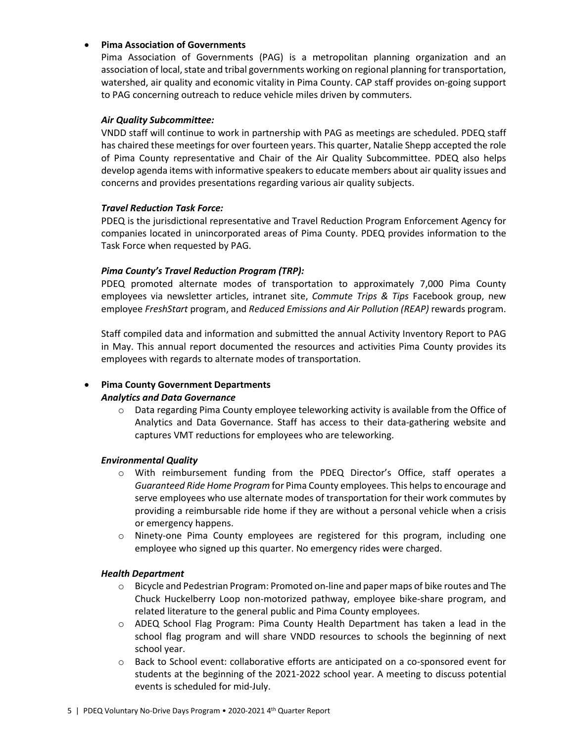- **Pima Association of Governments**

  Pima Association of Governments (PAG) is a metropolitan planning organization and an association of local, state and tribal governments working on regional planning for transportation, watershed, air quality and economic vitality in Pima County. CAP staff provides on-going support to PAG concerning outreach to reduce vehicle miles driven by commuters.

  ***Air Quality Subcommittee:***

  VNDD staff will continue to work in partnership with PAG as meetings are scheduled. PDEQ staff has chaired these meetings for over fourteen years. This quarter, Natalie Shepp accepted the role of Pima County representative and Chair of the Air Quality Subcommittee. PDEQ also helps develop agenda items with informative speakers to educate members about air quality issues and concerns and provides presentations regarding various air quality subjects.

  ***Travel Reduction Task Force:***

  PDEQ is the jurisdictional representative and Travel Reduction Program Enforcement Agency for companies located in unincorporated areas of Pima County. PDEQ provides information to the Task Force when requested by PAG.

  ***Pima County's Travel Reduction Program (TRP):***

  PDEQ promoted alternate modes of transportation to approximately 7,000 Pima County employees via newsletter articles, intranet site, *Commute Trips & Tips* Facebook group, new employee *FreshStart* program, and *Reduced Emissions and Air Pollution (REAP)* rewards program.

  Staff compiled data and information and submitted the annual Activity Inventory Report to PAG in May. This annual report documented the resources and activities Pima County provides its employees with regards to alternate modes of transportation.

- **Pima County Government Departments**

  ***Analytics and Data Governance***

  - Data regarding Pima County employee teleworking activity is available from the Office of Analytics and Data Governance. Staff has access to their data-gathering website and captures VMT reductions for employees who are teleworking.

  ***Environmental Quality***

  - With reimbursement funding from the PDEQ Director's Office, staff operates a *Guaranteed Ride Home Program* for Pima County employees. This helps to encourage and serve employees who use alternate modes of transportation for their work commutes by providing a reimbursable ride home if they are without a personal vehicle when a crisis or emergency happens.
  - Ninety-one Pima County employees are registered for this program, including one employee who signed up this quarter. No emergency rides were charged.

  ***Health Department***

  - Bicycle and Pedestrian Program: Promoted on-line and paper maps of bike routes and The Chuck Huckelberry Loop non-motorized pathway, employee bike-share program, and related literature to the general public and Pima County employees.
  - ADEQ School Flag Program: Pima County Health Department has taken a lead in the school flag program and will share VNDD resources to schools the beginning of next school year.
  - Back to School event: collaborative efforts are anticipated on a co-sponsored event for students at the beginning of the 2021-2022 school year. A meeting to discuss potential events is scheduled for mid-July.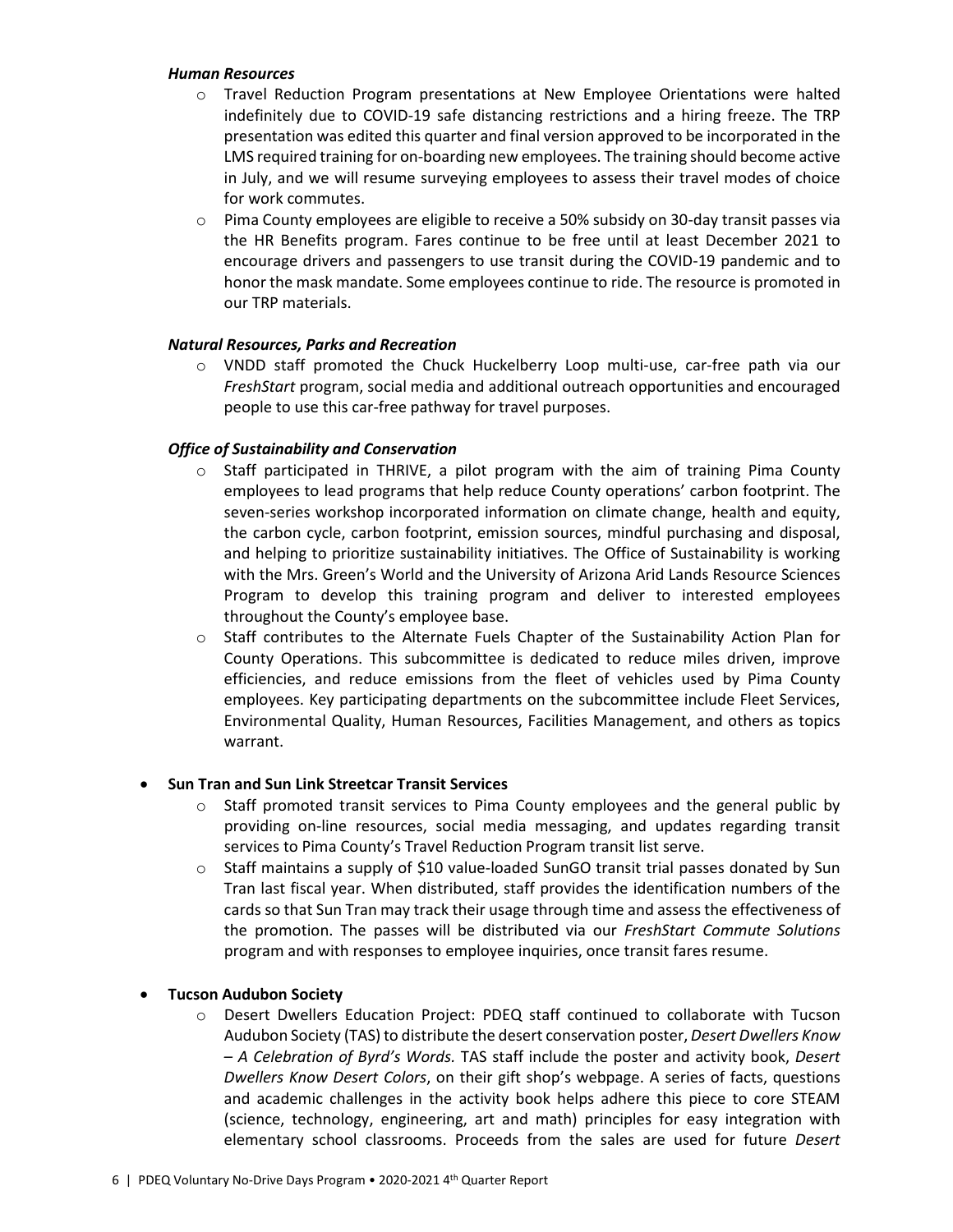***Human Resources***

- Travel Reduction Program presentations at New Employee Orientations were halted indefinitely due to COVID-19 safe distancing restrictions and a hiring freeze. The TRP presentation was edited this quarter and final version approved to be incorporated in the LMS required training for on-boarding new employees. The training should become active in July, and we will resume surveying employees to assess their travel modes of choice for work commutes.
- Pima County employees are eligible to receive a 50% subsidy on 30-day transit passes via the HR Benefits program. Fares continue to be free until at least December 2021 to encourage drivers and passengers to use transit during the COVID-19 pandemic and to honor the mask mandate. Some employees continue to ride. The resource is promoted in our TRP materials.

***Natural Resources, Parks and Recreation***

- VNDD staff promoted the Chuck Huckelberry Loop multi-use, car-free path via our *FreshStart* program, social media and additional outreach opportunities and encouraged people to use this car-free pathway for travel purposes.

***Office of Sustainability and Conservation***

- Staff participated in THRIVE, a pilot program with the aim of training Pima County employees to lead programs that help reduce County operations' carbon footprint. The seven-series workshop incorporated information on climate change, health and equity, the carbon cycle, carbon footprint, emission sources, mindful purchasing and disposal, and helping to prioritize sustainability initiatives. The Office of Sustainability is working with the Mrs. Green's World and the University of Arizona Arid Lands Resource Sciences Program to develop this training program and deliver to interested employees throughout the County's employee base.
- Staff contributes to the Alternate Fuels Chapter of the Sustainability Action Plan for County Operations. This subcommittee is dedicated to reduce miles driven, improve efficiencies, and reduce emissions from the fleet of vehicles used by Pima County employees. Key participating departments on the subcommittee include Fleet Services, Environmental Quality, Human Resources, Facilities Management, and others as topics warrant.

- **Sun Tran and Sun Link Streetcar Transit Services**
  - Staff promoted transit services to Pima County employees and the general public by providing on-line resources, social media messaging, and updates regarding transit services to Pima County's Travel Reduction Program transit list serve.
  - Staff maintains a supply of $10 value-loaded SunGO transit trial passes donated by Sun Tran last fiscal year. When distributed, staff provides the identification numbers of the cards so that Sun Tran may track their usage through time and assess the effectiveness of the promotion. The passes will be distributed via our *FreshStart Commute Solutions* program and with responses to employee inquiries, once transit fares resume.

- **Tucson Audubon Society**
  - Desert Dwellers Education Project: PDEQ staff continued to collaborate with Tucson Audubon Society (TAS) to distribute the desert conservation poster, *Desert Dwellers Know – A Celebration of Byrd's Words.* TAS staff include the poster and activity book, *Desert Dwellers Know Desert Colors*, on their gift shop's webpage. A series of facts, questions and academic challenges in the activity book helps adhere this piece to core STEAM (science, technology, engineering, art and math) principles for easy integration with elementary school classrooms. Proceeds from the sales are used for future *Desert*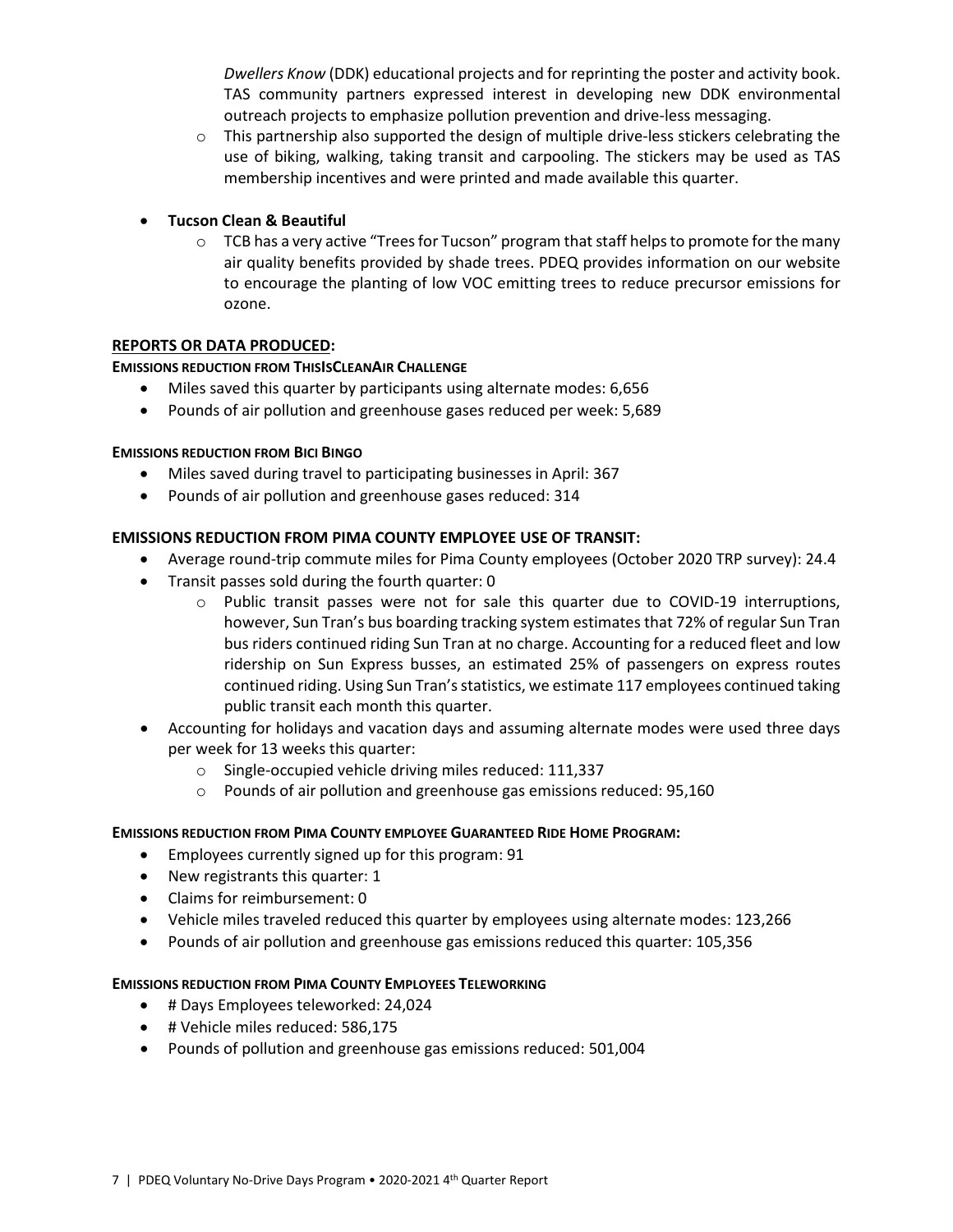*Dwellers Know* (DDK) educational projects and for reprinting the poster and activity book. TAS community partners expressed interest in developing new DDK environmental outreach projects to emphasize pollution prevention and drive-less messaging.

  - This partnership also supported the design of multiple drive-less stickers celebrating the use of biking, walking, taking transit and carpooling. The stickers may be used as TAS membership incentives and were printed and made available this quarter.

- **Tucson Clean & Beautiful**
  - TCB has a very active "Trees for Tucson" program that staff helps to promote for the many air quality benefits provided by shade trees. PDEQ provides information on our website to encourage the planting of low VOC emitting trees to reduce precursor emissions for ozone.

**REPORTS OR DATA PRODUCED:**

**EMISSIONS REDUCTION FROM THISISCLEANAIR CHALLENGE**

- Miles saved this quarter by participants using alternate modes: 6,656
- Pounds of air pollution and greenhouse gases reduced per week: 5,689

**EMISSIONS REDUCTION FROM BICI BINGO**

- Miles saved during travel to participating businesses in April: 367
- Pounds of air pollution and greenhouse gases reduced: 314

**EMISSIONS REDUCTION FROM PIMA COUNTY EMPLOYEE USE OF TRANSIT:**

- Average round-trip commute miles for Pima County employees (October 2020 TRP survey): 24.4
- Transit passes sold during the fourth quarter: 0
  - Public transit passes were not for sale this quarter due to COVID-19 interruptions, however, Sun Tran's bus boarding tracking system estimates that 72% of regular Sun Tran bus riders continued riding Sun Tran at no charge. Accounting for a reduced fleet and low ridership on Sun Express busses, an estimated 25% of passengers on express routes continued riding. Using Sun Tran's statistics, we estimate 117 employees continued taking public transit each month this quarter.
- Accounting for holidays and vacation days and assuming alternate modes were used three days per week for 13 weeks this quarter:
  - Single-occupied vehicle driving miles reduced: 111,337
  - Pounds of air pollution and greenhouse gas emissions reduced: 95,160

**EMISSIONS REDUCTION FROM PIMA COUNTY EMPLOYEE GUARANTEED RIDE HOME PROGRAM:**

- Employees currently signed up for this program: 91
- New registrants this quarter: 1
- Claims for reimbursement: 0
- Vehicle miles traveled reduced this quarter by employees using alternate modes: 123,266
- Pounds of air pollution and greenhouse gas emissions reduced this quarter: 105,356

**EMISSIONS REDUCTION FROM PIMA COUNTY EMPLOYEES TELEWORKING**

- # Days Employees teleworked: 24,024
- # Vehicle miles reduced: 586,175
- Pounds of pollution and greenhouse gas emissions reduced: 501,004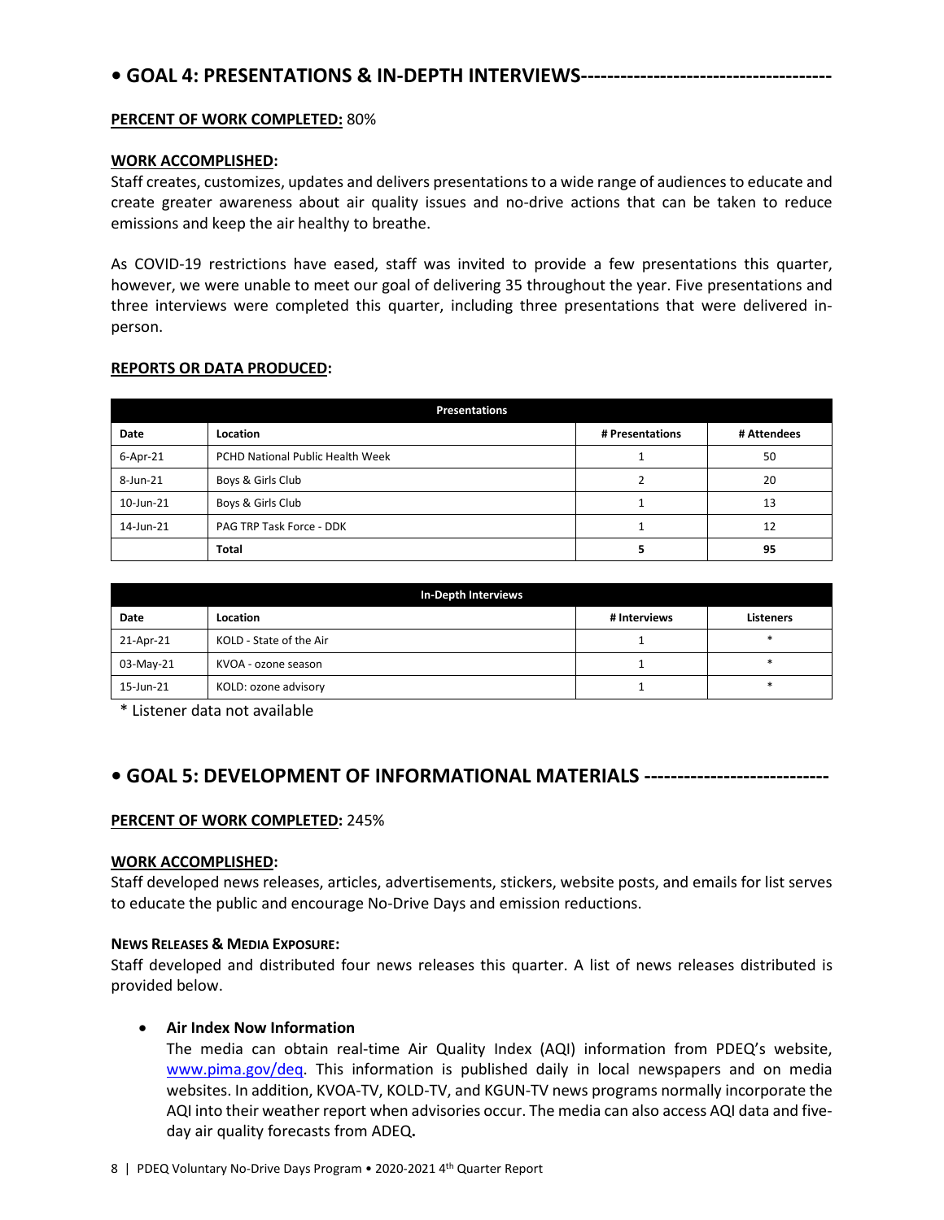## • GOAL 4: PRESENTATIONS & IN-DEPTH INTERVIEWS-------------------------------------

**PERCENT OF WORK COMPLETED:** 80%

**WORK ACCOMPLISHED:**
Staff creates, customizes, updates and delivers presentations to a wide range of audiences to educate and create greater awareness about air quality issues and no-drive actions that can be taken to reduce emissions and keep the air healthy to breathe.

As COVID-19 restrictions have eased, staff was invited to provide a few presentations this quarter, however, we were unable to meet our goal of delivering 35 throughout the year. Five presentations and three interviews were completed this quarter, including three presentations that were delivered in-person.

**REPORTS OR DATA PRODUCED:**

| Presentations | | | |
|---|---|---|---|
| **Date** | **Location** | **# Presentations** | **# Attendees** |
| 6-Apr-21 | PCHD National Public Health Week | 1 | 50 |
| 8-Jun-21 | Boys & Girls Club | 2 | 20 |
| 10-Jun-21 | Boys & Girls Club | 1 | 13 |
| 14-Jun-21 | PAG TRP Task Force - DDK | 1 | 12 |
| | **Total** | **5** | **95** |

| In-Depth Interviews | | | |
|---|---|---|---|
| **Date** | **Location** | **# Interviews** | **Listeners** |
| 21-Apr-21 | KOLD - State of the Air | 1 | * |
| 03-May-21 | KVOA - ozone season | 1 | * |
| 15-Jun-21 | KOLD: ozone advisory | 1 | * |

\* Listener data not available

## • GOAL 5: DEVELOPMENT OF INFORMATIONAL MATERIALS ---------------------------

**PERCENT OF WORK COMPLETED:** 245%

**WORK ACCOMPLISHED:**
Staff developed news releases, articles, advertisements, stickers, website posts, and emails for list serves to educate the public and encourage No-Drive Days and emission reductions.

**NEWS RELEASES & MEDIA EXPOSURE:**
Staff developed and distributed four news releases this quarter. A list of news releases distributed is provided below.

- **Air Index Now Information**
  The media can obtain real-time Air Quality Index (AQI) information from PDEQ's website, [www.pima.gov/deq](http://www.pima.gov/deq). This information is published daily in local newspapers and on media websites. In addition, KVOA-TV, KOLD-TV, and KGUN-TV news programs normally incorporate the AQI into their weather report when advisories occur. The media can also access AQI data and five-day air quality forecasts from ADEQ**.**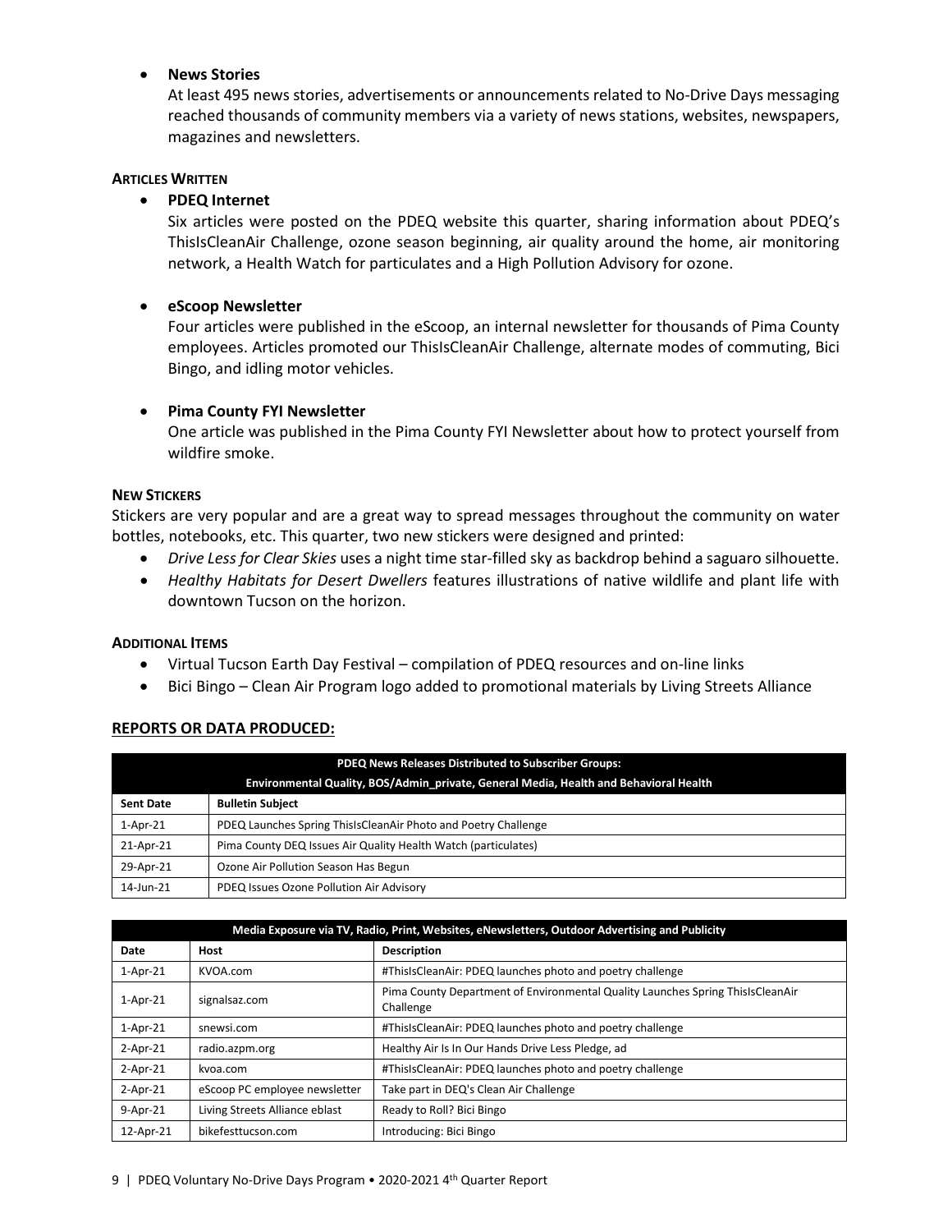- **News Stories**

  At least 495 news stories, advertisements or announcements related to No-Drive Days messaging reached thousands of community members via a variety of news stations, websites, newspapers, magazines and newsletters.

**ARTICLES WRITTEN**

- **PDEQ Internet**

  Six articles were posted on the PDEQ website this quarter, sharing information about PDEQ's ThisIsCleanAir Challenge, ozone season beginning, air quality around the home, air monitoring network, a Health Watch for particulates and a High Pollution Advisory for ozone.

- **eScoop Newsletter**

  Four articles were published in the eScoop, an internal newsletter for thousands of Pima County employees. Articles promoted our ThisIsCleanAir Challenge, alternate modes of commuting, Bici Bingo, and idling motor vehicles.

- **Pima County FYI Newsletter**

  One article was published in the Pima County FYI Newsletter about how to protect yourself from wildfire smoke.

**NEW STICKERS**

Stickers are very popular and are a great way to spread messages throughout the community on water bottles, notebooks, etc. This quarter, two new stickers were designed and printed:

- *Drive Less for Clear Skies* uses a night time star-filled sky as backdrop behind a saguaro silhouette.
- *Healthy Habitats for Desert Dwellers* features illustrations of native wildlife and plant life with downtown Tucson on the horizon.

**ADDITIONAL ITEMS**

- Virtual Tucson Earth Day Festival – compilation of PDEQ resources and on-line links
- Bici Bingo – Clean Air Program logo added to promotional materials by Living Streets Alliance

## REPORTS OR DATA PRODUCED:

| PDEQ News Releases Distributed to Subscriber Groups: Environmental Quality, BOS/Admin_private, General Media, Health and Behavioral Health | |
|---|---|
| **Sent Date** | **Bulletin Subject** |
| 1-Apr-21 | PDEQ Launches Spring ThisIsCleanAir Photo and Poetry Challenge |
| 21-Apr-21 | Pima County DEQ Issues Air Quality Health Watch (particulates) |
| 29-Apr-21 | Ozone Air Pollution Season Has Begun |
| 14-Jun-21 | PDEQ Issues Ozone Pollution Air Advisory |

| Media Exposure via TV, Radio, Print, Websites, eNewsletters, Outdoor Advertising and Publicity | | |
|---|---|---|
| **Date** | **Host** | **Description** |
| 1-Apr-21 | KVOA.com | #ThisIsCleanAir: PDEQ launches photo and poetry challenge |
| 1-Apr-21 | signalsaz.com | Pima County Department of Environmental Quality Launches Spring ThisIsCleanAir Challenge |
| 1-Apr-21 | snewsi.com | #ThisIsCleanAir: PDEQ launches photo and poetry challenge |
| 2-Apr-21 | radio.azpm.org | Healthy Air Is In Our Hands Drive Less Pledge, ad |
| 2-Apr-21 | kvoa.com | #ThisIsCleanAir: PDEQ launches photo and poetry challenge |
| 2-Apr-21 | eScoop PC employee newsletter | Take part in DEQ's Clean Air Challenge |
| 9-Apr-21 | Living Streets Alliance eblast | Ready to Roll? Bici Bingo |
| 12-Apr-21 | bikefesttucson.com | Introducing: Bici Bingo |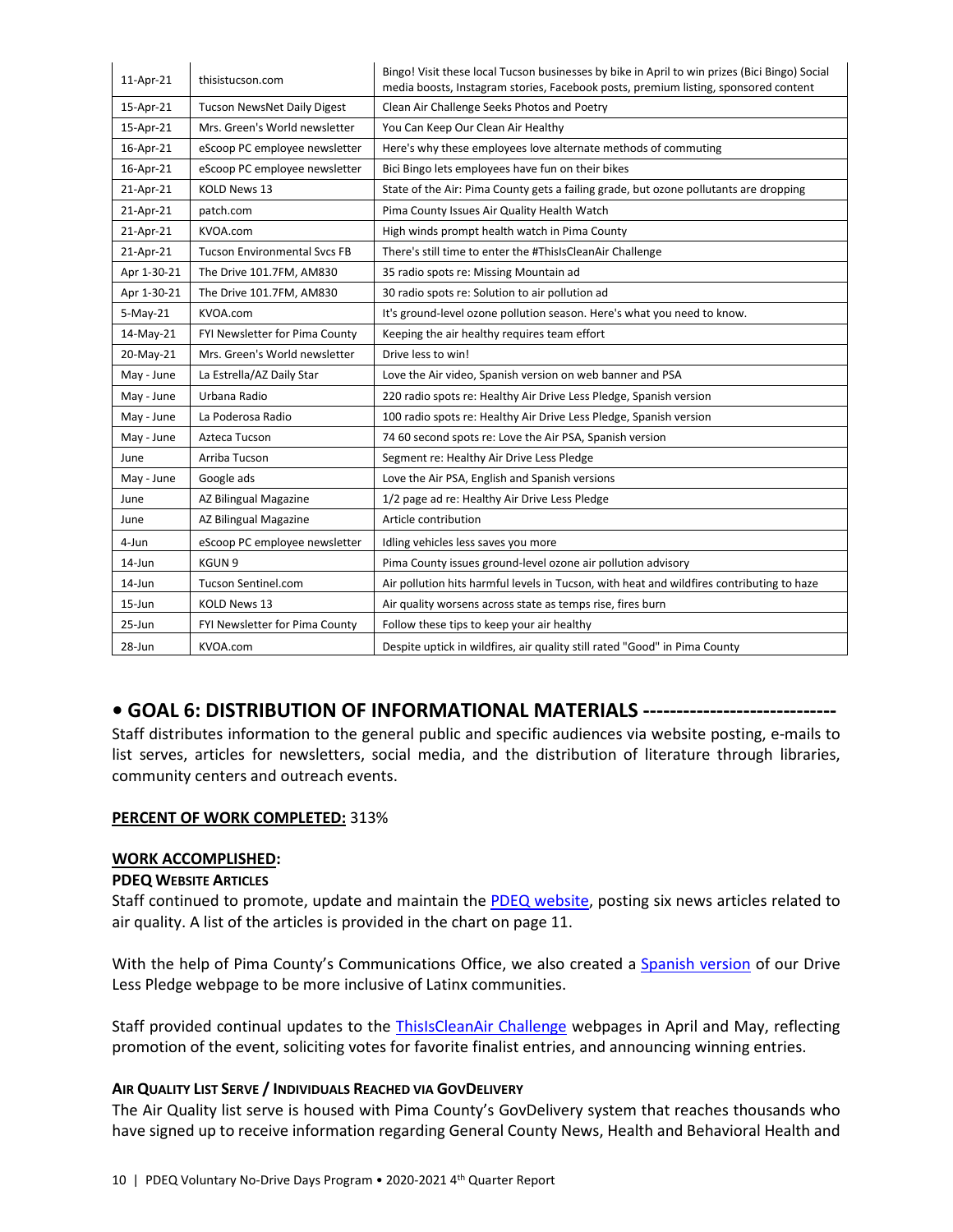| 11-Apr-21 | thisistucson.com | Bingo! Visit these local Tucson businesses by bike in April to win prizes (Bici Bingo) Social media boosts, Instagram stories, Facebook posts, premium listing, sponsored content |
|---|---|---|
| 15-Apr-21 | Tucson NewsNet Daily Digest | Clean Air Challenge Seeks Photos and Poetry |
| 15-Apr-21 | Mrs. Green's World newsletter | You Can Keep Our Clean Air Healthy |
| 16-Apr-21 | eScoop PC employee newsletter | Here's why these employees love alternate methods of commuting |
| 16-Apr-21 | eScoop PC employee newsletter | Bici Bingo lets employees have fun on their bikes |
| 21-Apr-21 | KOLD News 13 | State of the Air: Pima County gets a failing grade, but ozone pollutants are dropping |
| 21-Apr-21 | patch.com | Pima County Issues Air Quality Health Watch |
| 21-Apr-21 | KVOA.com | High winds prompt health watch in Pima County |
| 21-Apr-21 | Tucson Environmental Svcs FB | There's still time to enter the #ThisIsCleanAir Challenge |
| Apr 1-30-21 | The Drive 101.7FM, AM830 | 35 radio spots re: Missing Mountain ad |
| Apr 1-30-21 | The Drive 101.7FM, AM830 | 30 radio spots re: Solution to air pollution ad |
| 5-May-21 | KVOA.com | It's ground-level ozone pollution season. Here's what you need to know. |
| 14-May-21 | FYI Newsletter for Pima County | Keeping the air healthy requires team effort |
| 20-May-21 | Mrs. Green's World newsletter | Drive less to win! |
| May - June | La Estrella/AZ Daily Star | Love the Air video, Spanish version on web banner and PSA |
| May - June | Urbana Radio | 220 radio spots re: Healthy Air Drive Less Pledge, Spanish version |
| May - June | La Poderosa Radio | 100 radio spots re: Healthy Air Drive Less Pledge, Spanish version |
| May - June | Azteca Tucson | 74 60 second spots re: Love the Air PSA, Spanish version |
| June | Arriba Tucson | Segment re: Healthy Air Drive Less Pledge |
| May - June | Google ads | Love the Air PSA, English and Spanish versions |
| June | AZ Bilingual Magazine | 1/2 page ad re: Healthy Air Drive Less Pledge |
| June | AZ Bilingual Magazine | Article contribution |
| 4-Jun | eScoop PC employee newsletter | Idling vehicles less saves you more |
| 14-Jun | KGUN 9 | Pima County issues ground-level ozone air pollution advisory |
| 14-Jun | Tucson Sentinel.com | Air pollution hits harmful levels in Tucson, with heat and wildfires contributing to haze |
| 15-Jun | KOLD News 13 | Air quality worsens across state as temps rise, fires burn |
| 25-Jun | FYI Newsletter for Pima County | Follow these tips to keep your air healthy |
| 28-Jun | KVOA.com | Despite uptick in wildfires, air quality still rated "Good" in Pima County |

## • GOAL 6: DISTRIBUTION OF INFORMATIONAL MATERIALS ----------------------------

Staff distributes information to the general public and specific audiences via website posting, e-mails to list serves, articles for newsletters, social media, and the distribution of literature through libraries, community centers and outreach events.

**PERCENT OF WORK COMPLETED:** 313%

**WORK ACCOMPLISHED:**

**PDEQ WEBSITE ARTICLES**

Staff continued to promote, update and maintain the PDEQ website, posting six news articles related to air quality. A list of the articles is provided in the chart on page 11.

With the help of Pima County's Communications Office, we also created a Spanish version of our Drive Less Pledge webpage to be more inclusive of Latinx communities.

Staff provided continual updates to the ThisIsCleanAir Challenge webpages in April and May, reflecting promotion of the event, soliciting votes for favorite finalist entries, and announcing winning entries.

**AIR QUALITY LIST SERVE / INDIVIDUALS REACHED VIA GOVDELIVERY**

The Air Quality list serve is housed with Pima County's GovDelivery system that reaches thousands who have signed up to receive information regarding General County News, Health and Behavioral Health and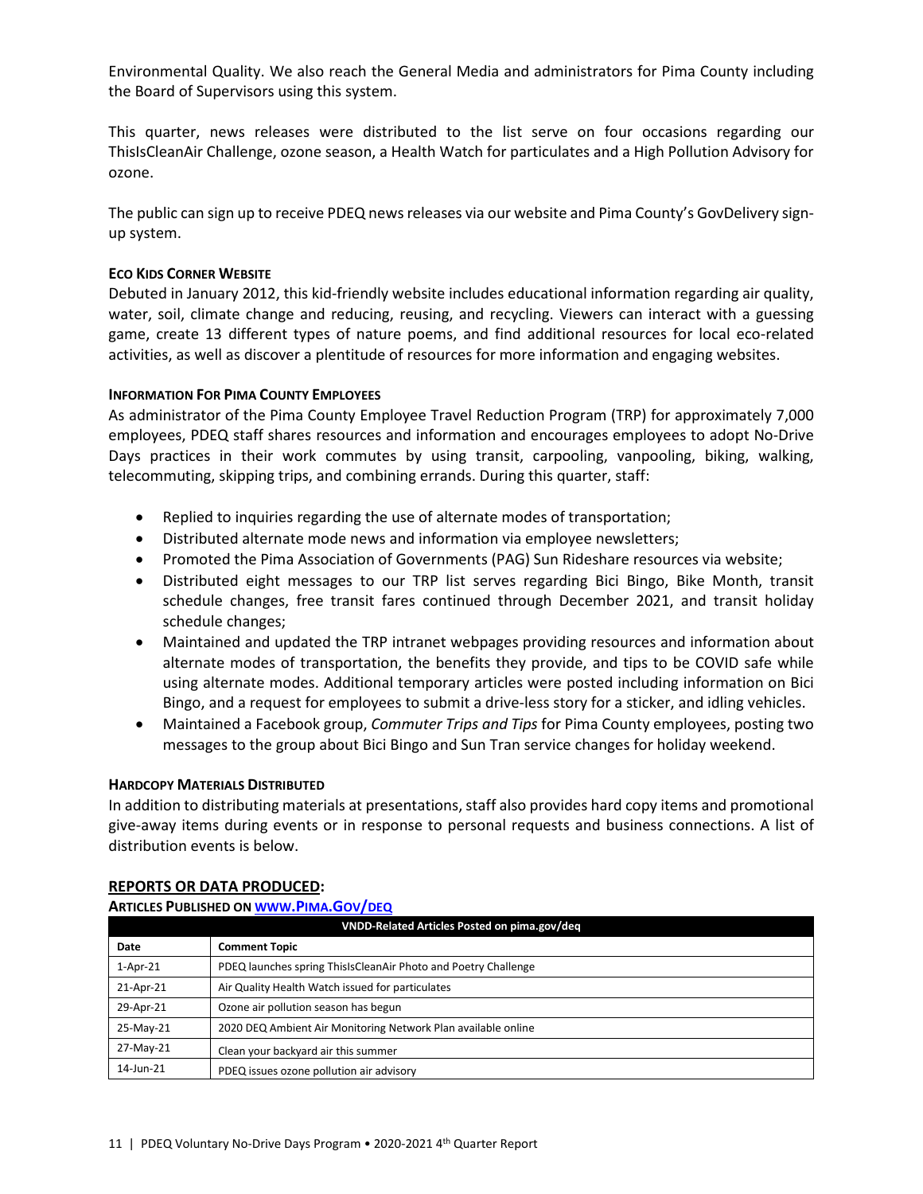Environmental Quality. We also reach the General Media and administrators for Pima County including the Board of Supervisors using this system.

This quarter, news releases were distributed to the list serve on four occasions regarding our ThisIsCleanAir Challenge, ozone season, a Health Watch for particulates and a High Pollution Advisory for ozone.

The public can sign up to receive PDEQ news releases via our website and Pima County's GovDelivery sign-up system.

#### ECO KIDS CORNER WEBSITE

Debuted in January 2012, this kid-friendly website includes educational information regarding air quality, water, soil, climate change and reducing, reusing, and recycling. Viewers can interact with a guessing game, create 13 different types of nature poems, and find additional resources for local eco-related activities, as well as discover a plentitude of resources for more information and engaging websites.

#### INFORMATION FOR PIMA COUNTY EMPLOYEES

As administrator of the Pima County Employee Travel Reduction Program (TRP) for approximately 7,000 employees, PDEQ staff shares resources and information and encourages employees to adopt No-Drive Days practices in their work commutes by using transit, carpooling, vanpooling, biking, walking, telecommuting, skipping trips, and combining errands. During this quarter, staff:

- Replied to inquiries regarding the use of alternate modes of transportation;
- Distributed alternate mode news and information via employee newsletters;
- Promoted the Pima Association of Governments (PAG) Sun Rideshare resources via website;
- Distributed eight messages to our TRP list serves regarding Bici Bingo, Bike Month, transit schedule changes, free transit fares continued through December 2021, and transit holiday schedule changes;
- Maintained and updated the TRP intranet webpages providing resources and information about alternate modes of transportation, the benefits they provide, and tips to be COVID safe while using alternate modes. Additional temporary articles were posted including information on Bici Bingo, and a request for employees to submit a drive-less story for a sticker, and idling vehicles.
- Maintained a Facebook group, *Commuter Trips and Tips* for Pima County employees, posting two messages to the group about Bici Bingo and Sun Tran service changes for holiday weekend.

#### HARDCOPY MATERIALS DISTRIBUTED

In addition to distributing materials at presentations, staff also provides hard copy items and promotional give-away items during events or in response to personal requests and business connections. A list of distribution events is below.

## REPORTS OR DATA PRODUCED:

#### ARTICLES PUBLISHED ON WWW.PIMA.GOV/DEQ

| VNDD-Related Articles Posted on pima.gov/deq | |
|---|---|
| **Date** | **Comment Topic** |
| 1-Apr-21 | PDEQ launches spring ThisIsCleanAir Photo and Poetry Challenge |
| 21-Apr-21 | Air Quality Health Watch issued for particulates |
| 29-Apr-21 | Ozone air pollution season has begun |
| 25-May-21 | 2020 DEQ Ambient Air Monitoring Network Plan available online |
| 27-May-21 | Clean your backyard air this summer |
| 14-Jun-21 | PDEQ issues ozone pollution air advisory |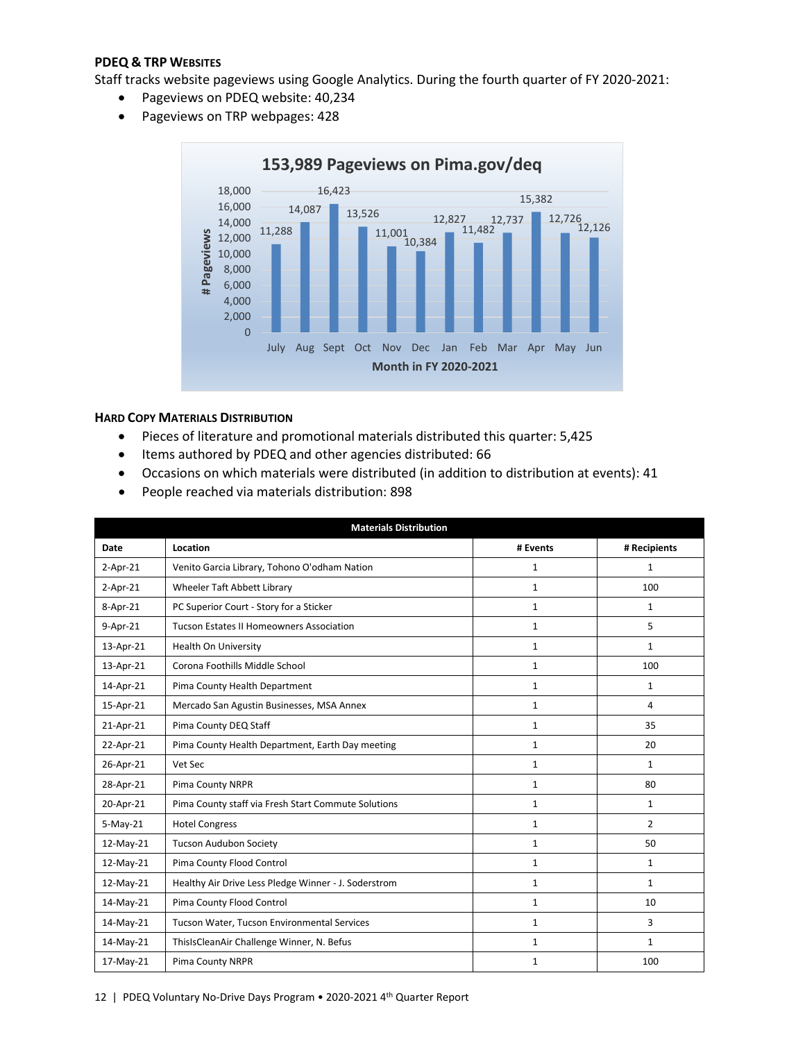#### PDEQ & TRP Websites

Staff tracks website pageviews using Google Analytics. During the fourth quarter of FY 2020-2021:

- Pageviews on PDEQ website: 40,234
- Pageviews on TRP webpages: 428

153,989 Pageviews on Pima.gov/deq

# Pageviews

18,000
16,000
14,000
12,000
10,000
8,000
6,000
4,000
2,000
0

11,288
14,087
16,423
13,526
11,001
10,384
12,827
11,482
12,737
15,382
12,726
12,126

July Aug Sept Oct Nov Dec Jan Feb Mar Apr May Jun

Month in FY 2020-2021

#### Hard Copy Materials Distribution

- Pieces of literature and promotional materials distributed this quarter: 5,425
- Items authored by PDEQ and other agencies distributed: 66
- Occasions on which materials were distributed (in addition to distribution at events): 41
- People reached via materials distribution: 898

| Materials Distribution | | | |
|---|---|---|---|
| **Date** | **Location** | **# Events** | **# Recipients** |
| 2-Apr-21 | Venito Garcia Library, Tohono O'odham Nation | 1 | 1 |
| 2-Apr-21 | Wheeler Taft Abbett Library | 1 | 100 |
| 8-Apr-21 | PC Superior Court - Story for a Sticker | 1 | 1 |
| 9-Apr-21 | Tucson Estates II Homeowners Association | 1 | 5 |
| 13-Apr-21 | Health On University | 1 | 1 |
| 13-Apr-21 | Corona Foothills Middle School | 1 | 100 |
| 14-Apr-21 | Pima County Health Department | 1 | 1 |
| 15-Apr-21 | Mercado San Agustin Businesses, MSA Annex | 1 | 4 |
| 21-Apr-21 | Pima County DEQ Staff | 1 | 35 |
| 22-Apr-21 | Pima County Health Department, Earth Day meeting | 1 | 20 |
| 26-Apr-21 | Vet Sec | 1 | 1 |
| 28-Apr-21 | Pima County NRPR | 1 | 80 |
| 20-Apr-21 | Pima County staff via Fresh Start Commute Solutions | 1 | 1 |
| 5-May-21 | Hotel Congress | 1 | 2 |
| 12-May-21 | Tucson Audubon Society | 1 | 50 |
| 12-May-21 | Pima County Flood Control | 1 | 1 |
| 12-May-21 | Healthy Air Drive Less Pledge Winner - J. Soderstrom | 1 | 1 |
| 14-May-21 | Pima County Flood Control | 1 | 10 |
| 14-May-21 | Tucson Water, Tucson Environmental Services | 1 | 3 |
| 14-May-21 | ThisIsCleanAir Challenge Winner, N. Befus | 1 | 1 |
| 17-May-21 | Pima County NRPR | 1 | 100 |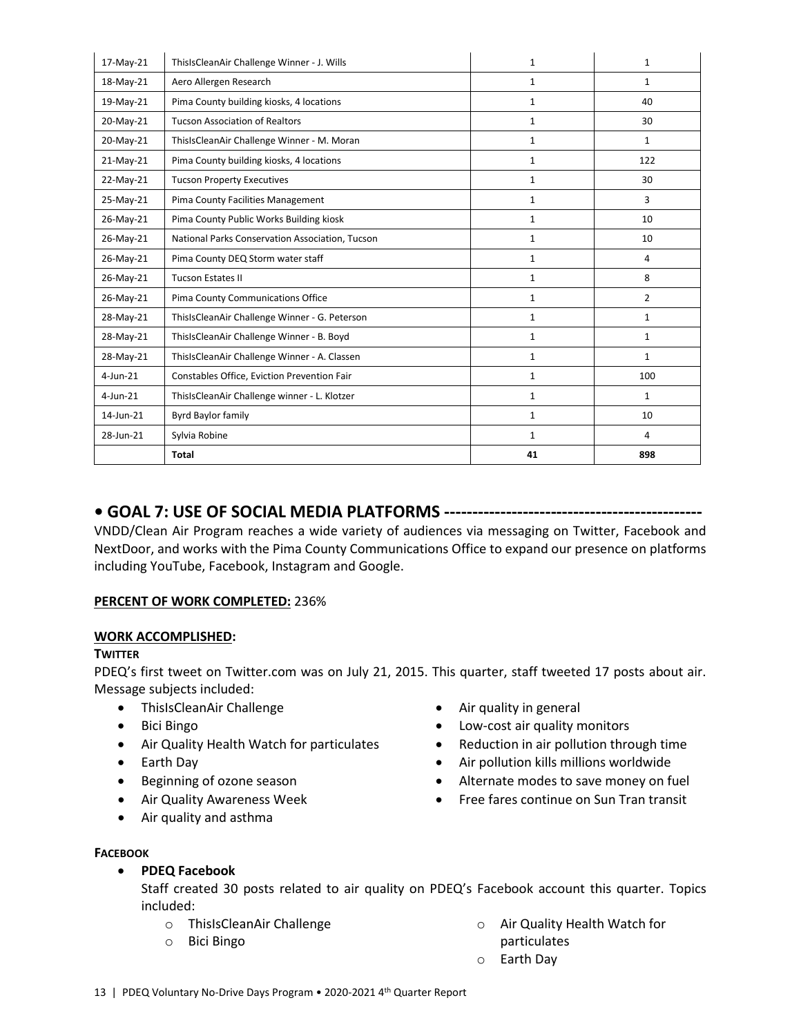| | | | |
|---|---|---|---|
| 17-May-21 | ThisIsCleanAir Challenge Winner - J. Wills | 1 | 1 |
| 18-May-21 | Aero Allergen Research | 1 | 1 |
| 19-May-21 | Pima County building kiosks, 4 locations | 1 | 40 |
| 20-May-21 | Tucson Association of Realtors | 1 | 30 |
| 20-May-21 | ThisIsCleanAir Challenge Winner - M. Moran | 1 | 1 |
| 21-May-21 | Pima County building kiosks, 4 locations | 1 | 122 |
| 22-May-21 | Tucson Property Executives | 1 | 30 |
| 25-May-21 | Pima County Facilities Management | 1 | 3 |
| 26-May-21 | Pima County Public Works Building kiosk | 1 | 10 |
| 26-May-21 | National Parks Conservation Association, Tucson | 1 | 10 |
| 26-May-21 | Pima County DEQ Storm water staff | 1 | 4 |
| 26-May-21 | Tucson Estates II | 1 | 8 |
| 26-May-21 | Pima County Communications Office | 1 | 2 |
| 28-May-21 | ThisIsCleanAir Challenge Winner - G. Peterson | 1 | 1 |
| 28-May-21 | ThisIsCleanAir Challenge Winner - B. Boyd | 1 | 1 |
| 28-May-21 | ThisIsCleanAir Challenge Winner - A. Classen | 1 | 1 |
| 4-Jun-21 | Constables Office, Eviction Prevention Fair | 1 | 100 |
| 4-Jun-21 | ThisIsCleanAir Challenge winner - L. Klotzer | 1 | 1 |
| 14-Jun-21 | Byrd Baylor family | 1 | 10 |
| 28-Jun-21 | Sylvia Robine | 1 | 4 |
| | **Total** | **41** | **898** |

## • GOAL 7: USE OF SOCIAL MEDIA PLATFORMS ---------------------------------------------

VNDD/Clean Air Program reaches a wide variety of audiences via messaging on Twitter, Facebook and NextDoor, and works with the Pima County Communications Office to expand our presence on platforms including YouTube, Facebook, Instagram and Google.

**PERCENT OF WORK COMPLETED:** 236%

**WORK ACCOMPLISHED:**

**TWITTER**

PDEQ's first tweet on Twitter.com was on July 21, 2015. This quarter, staff tweeted 17 posts about air. Message subjects included:

- ThisIsCleanAir Challenge
- Bici Bingo
- Air Quality Health Watch for particulates
- Earth Day
- Beginning of ozone season
- Air Quality Awareness Week
- Air quality and asthma
- Air quality in general
- Low-cost air quality monitors
- Reduction in air pollution through time
- Air pollution kills millions worldwide
- Alternate modes to save money on fuel
- Free fares continue on Sun Tran transit

**FACEBOOK**

- **PDEQ Facebook**

  Staff created 30 posts related to air quality on PDEQ's Facebook account this quarter. Topics included:

  - ThisIsCleanAir Challenge
  - Bici Bingo
  - Air Quality Health Watch for particulates
  - Earth Day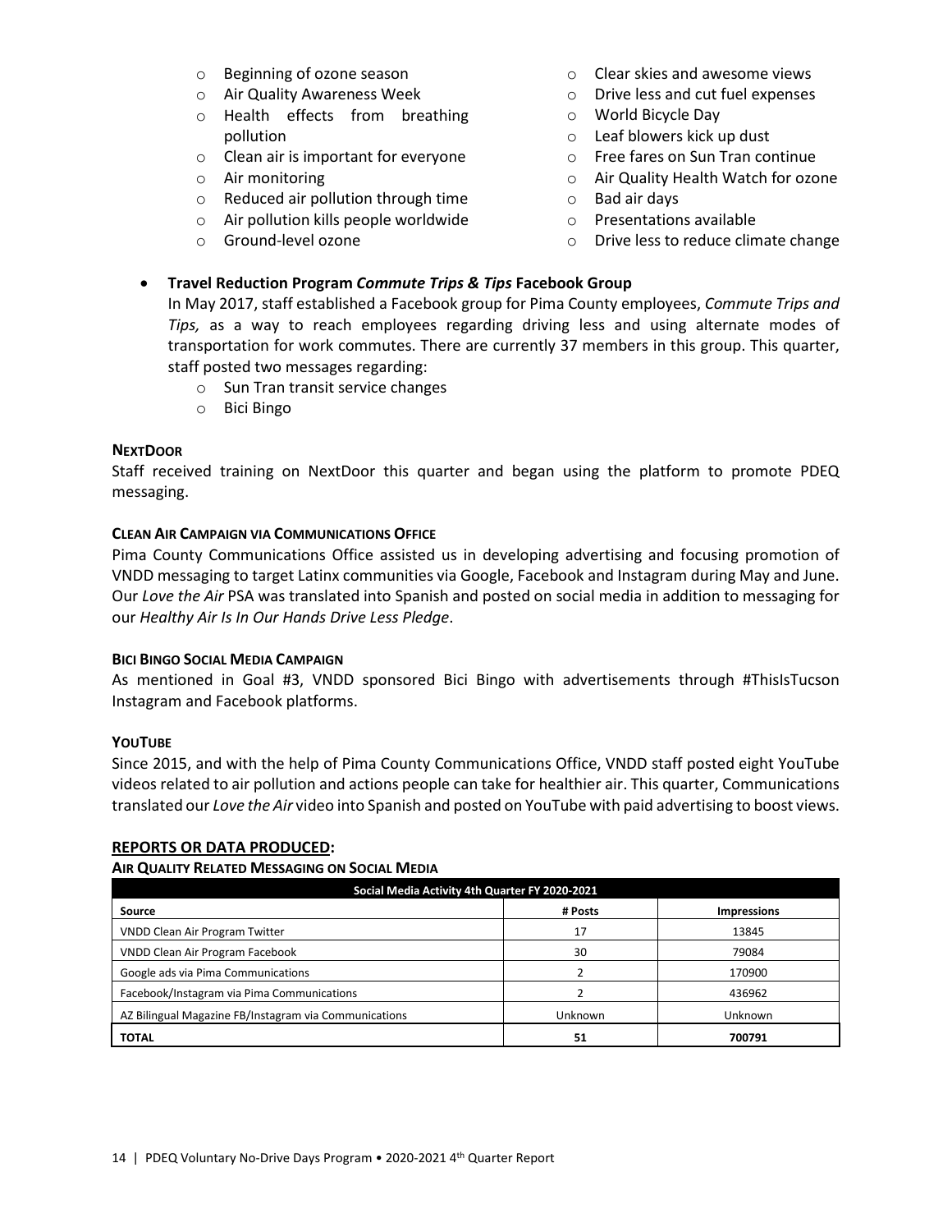- Beginning of ozone season
- Air Quality Awareness Week
- Health effects from breathing pollution
- Clean air is important for everyone
- Air monitoring
- Reduced air pollution through time
- Air pollution kills people worldwide
- Ground-level ozone
- Clear skies and awesome views
- Drive less and cut fuel expenses
- World Bicycle Day
- Leaf blowers kick up dust
- Free fares on Sun Tran continue
- Air Quality Health Watch for ozone
- Bad air days
- Presentations available
- Drive less to reduce climate change

- **Travel Reduction Program *Commute Trips & Tips* Facebook Group**
  In May 2017, staff established a Facebook group for Pima County employees, *Commute Trips and Tips,* as a way to reach employees regarding driving less and using alternate modes of transportation for work commutes. There are currently 37 members in this group. This quarter, staff posted two messages regarding:
  - Sun Tran transit service changes
  - Bici Bingo

#### NEXTDOOR

Staff received training on NextDoor this quarter and began using the platform to promote PDEQ messaging.

#### CLEAN AIR CAMPAIGN VIA COMMUNICATIONS OFFICE

Pima County Communications Office assisted us in developing advertising and focusing promotion of VNDD messaging to target Latinx communities via Google, Facebook and Instagram during May and June. Our *Love the Air* PSA was translated into Spanish and posted on social media in addition to messaging for our *Healthy Air Is In Our Hands Drive Less Pledge*.

#### BICI BINGO SOCIAL MEDIA CAMPAIGN

As mentioned in Goal #3, VNDD sponsored Bici Bingo with advertisements through #ThisIsTucson Instagram and Facebook platforms.

#### YOUTUBE

Since 2015, and with the help of Pima County Communications Office, VNDD staff posted eight YouTube videos related to air pollution and actions people can take for healthier air. This quarter, Communications translated our *Love the Air* video into Spanish and posted on YouTube with paid advertising to boost views.

### REPORTS OR DATA PRODUCED:

#### AIR QUALITY RELATED MESSAGING ON SOCIAL MEDIA

| Social Media Activity 4th Quarter FY 2020-2021 | | |
|---|---|---|
| **Source** | **# Posts** | **Impressions** |
| VNDD Clean Air Program Twitter | 17 | 13845 |
| VNDD Clean Air Program Facebook | 30 | 79084 |
| Google ads via Pima Communications | 2 | 170900 |
| Facebook/Instagram via Pima Communications | 2 | 436962 |
| AZ Bilingual Magazine FB/Instagram via Communications | Unknown | Unknown |
| **TOTAL** | **51** | **700791** |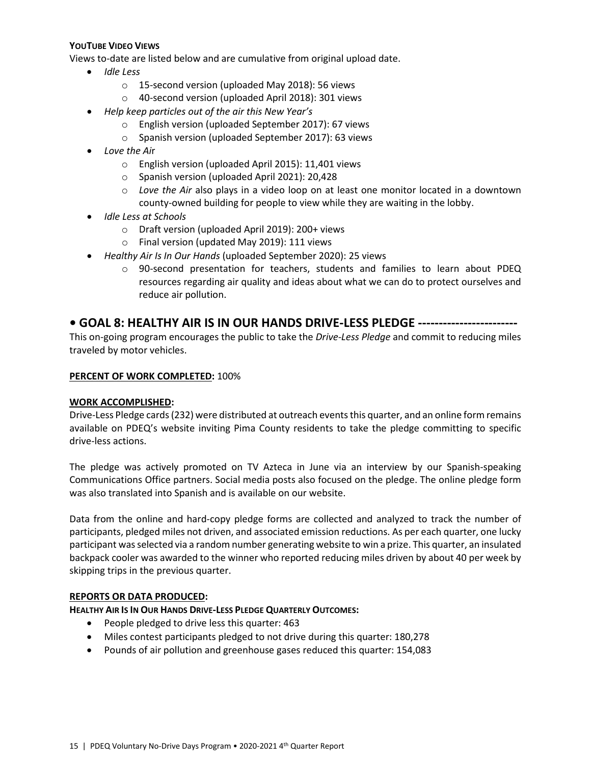**YOUTUBE VIDEO VIEWS**

Views to-date are listed below and are cumulative from original upload date.

- *Idle Less*
  - 15-second version (uploaded May 2018): 56 views
  - 40-second version (uploaded April 2018): 301 views
- *Help keep particles out of the air this New Year's*
  - English version (uploaded September 2017): 67 views
  - Spanish version (uploaded September 2017): 63 views
- *Love the Air*
  - English version (uploaded April 2015): 11,401 views
  - Spanish version (uploaded April 2021): 20,428
  - *Love the Air* also plays in a video loop on at least one monitor located in a downtown county-owned building for people to view while they are waiting in the lobby.
- *Idle Less at Schools*
  - Draft version (uploaded April 2019): 200+ views
  - Final version (updated May 2019): 111 views
- *Healthy Air Is In Our Hands* (uploaded September 2020): 25 views
  - 90-second presentation for teachers, students and families to learn about PDEQ resources regarding air quality and ideas about what we can do to protect ourselves and reduce air pollution.

## • GOAL 8: HEALTHY AIR IS IN OUR HANDS DRIVE-LESS PLEDGE ------------------------

This on-going program encourages the public to take the *Drive-Less Pledge* and commit to reducing miles traveled by motor vehicles.

**PERCENT OF WORK COMPLETED:** 100%

**WORK ACCOMPLISHED:**

Drive-Less Pledge cards (232) were distributed at outreach events this quarter, and an online form remains available on PDEQ's website inviting Pima County residents to take the pledge committing to specific drive-less actions.

The pledge was actively promoted on TV Azteca in June via an interview by our Spanish-speaking Communications Office partners. Social media posts also focused on the pledge. The online pledge form was also translated into Spanish and is available on our website.

Data from the online and hard-copy pledge forms are collected and analyzed to track the number of participants, pledged miles not driven, and associated emission reductions. As per each quarter, one lucky participant was selected via a random number generating website to win a prize. This quarter, an insulated backpack cooler was awarded to the winner who reported reducing miles driven by about 40 per week by skipping trips in the previous quarter.

**REPORTS OR DATA PRODUCED:**

**HEALTHY AIR IS IN OUR HANDS DRIVE-LESS PLEDGE QUARTERLY OUTCOMES:**

- People pledged to drive less this quarter: 463
- Miles contest participants pledged to not drive during this quarter: 180,278
- Pounds of air pollution and greenhouse gases reduced this quarter: 154,083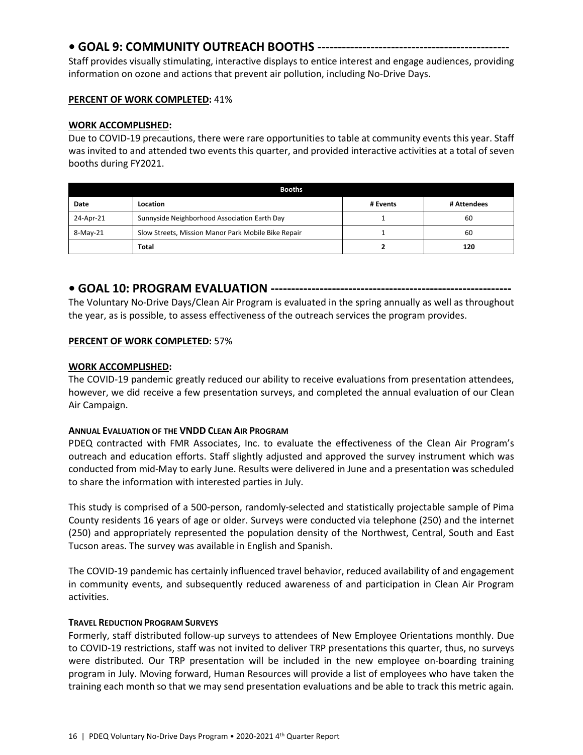## • GOAL 9: COMMUNITY OUTREACH BOOTHS ----------------------------------------------

Staff provides visually stimulating, interactive displays to entice interest and engage audiences, providing information on ozone and actions that prevent air pollution, including No-Drive Days.

**PERCENT OF WORK COMPLETED:** 41%

**WORK ACCOMPLISHED:**

Due to COVID-19 precautions, there were rare opportunities to table at community events this year. Staff was invited to and attended two events this quarter, and provided interactive activities at a total of seven booths during FY2021.

| Booths | | | |
|---|---|---|---|
| **Date** | **Location** | **# Events** | **# Attendees** |
| 24-Apr-21 | Sunnyside Neighborhood Association Earth Day | 1 | 60 |
| 8-May-21 | Slow Streets, Mission Manor Park Mobile Bike Repair | 1 | 60 |
| | **Total** | **2** | **120** |

## • GOAL 10: PROGRAM EVALUATION --------------------------------------------------------

The Voluntary No-Drive Days/Clean Air Program is evaluated in the spring annually as well as throughout the year, as is possible, to assess effectiveness of the outreach services the program provides.

**PERCENT OF WORK COMPLETED:** 57%

**WORK ACCOMPLISHED:**

The COVID-19 pandemic greatly reduced our ability to receive evaluations from presentation attendees, however, we did receive a few presentation surveys, and completed the annual evaluation of our Clean Air Campaign.

**ANNUAL EVALUATION OF THE VNDD CLEAN AIR PROGRAM**

PDEQ contracted with FMR Associates, Inc. to evaluate the effectiveness of the Clean Air Program's outreach and education efforts. Staff slightly adjusted and approved the survey instrument which was conducted from mid-May to early June. Results were delivered in June and a presentation was scheduled to share the information with interested parties in July.

This study is comprised of a 500-person, randomly-selected and statistically projectable sample of Pima County residents 16 years of age or older. Surveys were conducted via telephone (250) and the internet (250) and appropriately represented the population density of the Northwest, Central, South and East Tucson areas. The survey was available in English and Spanish.

The COVID-19 pandemic has certainly influenced travel behavior, reduced availability of and engagement in community events, and subsequently reduced awareness of and participation in Clean Air Program activities.

**TRAVEL REDUCTION PROGRAM SURVEYS**

Formerly, staff distributed follow-up surveys to attendees of New Employee Orientations monthly. Due to COVID-19 restrictions, staff was not invited to deliver TRP presentations this quarter, thus, no surveys were distributed. Our TRP presentation will be included in the new employee on-boarding training program in July. Moving forward, Human Resources will provide a list of employees who have taken the training each month so that we may send presentation evaluations and be able to track this metric again.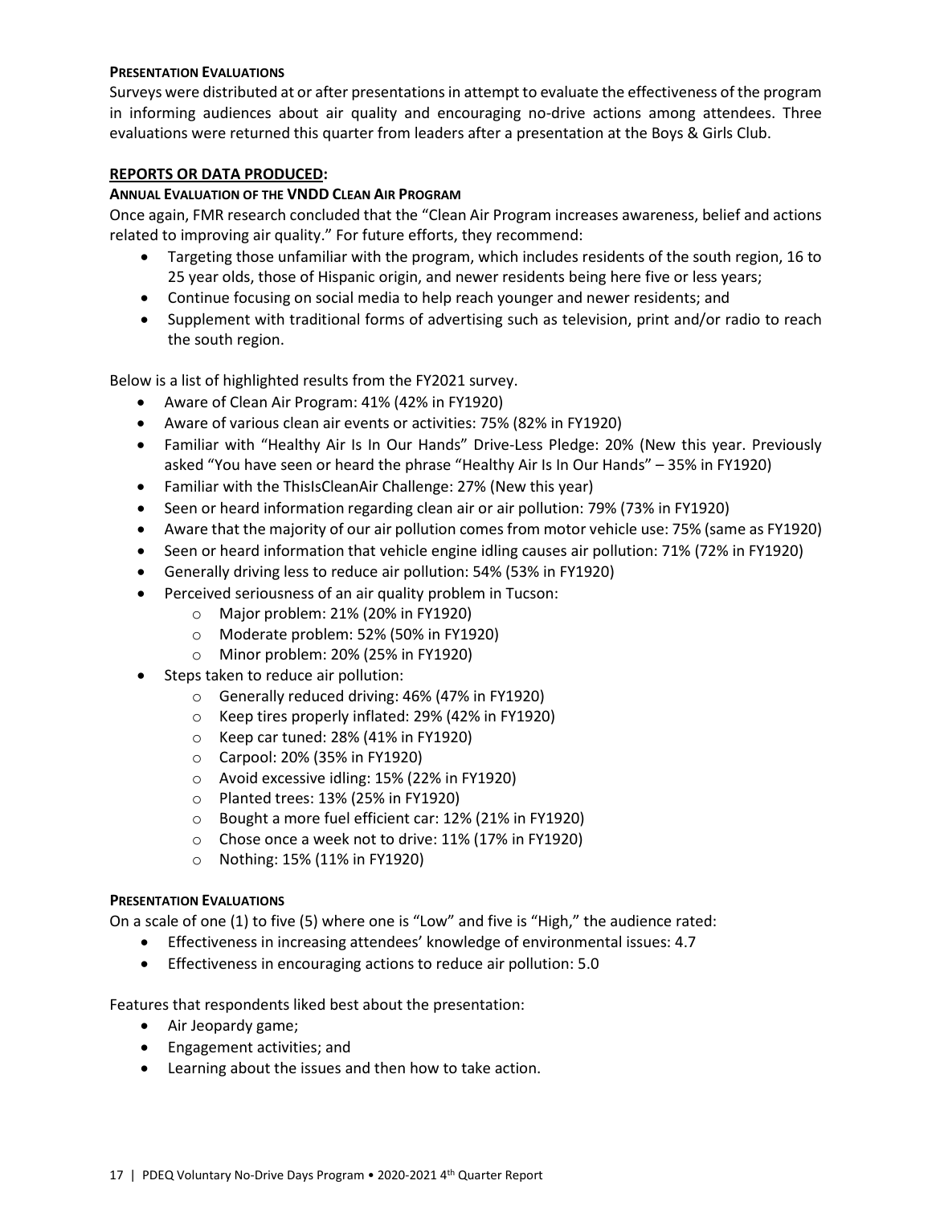#### PRESENTATION EVALUATIONS

Surveys were distributed at or after presentations in attempt to evaluate the effectiveness of the program in informing audiences about air quality and encouraging no-drive actions among attendees. Three evaluations were returned this quarter from leaders after a presentation at the Boys & Girls Club.

### REPORTS OR DATA PRODUCED:

#### ANNUAL EVALUATION OF THE VNDD CLEAN AIR PROGRAM

Once again, FMR research concluded that the "Clean Air Program increases awareness, belief and actions related to improving air quality." For future efforts, they recommend:

- Targeting those unfamiliar with the program, which includes residents of the south region, 16 to 25 year olds, those of Hispanic origin, and newer residents being here five or less years;
- Continue focusing on social media to help reach younger and newer residents; and
- Supplement with traditional forms of advertising such as television, print and/or radio to reach the south region.

Below is a list of highlighted results from the FY2021 survey.

- Aware of Clean Air Program: 41% (42% in FY1920)
- Aware of various clean air events or activities: 75% (82% in FY1920)
- Familiar with "Healthy Air Is In Our Hands" Drive-Less Pledge: 20% (New this year. Previously asked "You have seen or heard the phrase "Healthy Air Is In Our Hands" – 35% in FY1920)
- Familiar with the ThisIsCleanAir Challenge: 27% (New this year)
- Seen or heard information regarding clean air or air pollution: 79% (73% in FY1920)
- Aware that the majority of our air pollution comes from motor vehicle use: 75% (same as FY1920)
- Seen or heard information that vehicle engine idling causes air pollution: 71% (72% in FY1920)
- Generally driving less to reduce air pollution: 54% (53% in FY1920)
- Perceived seriousness of an air quality problem in Tucson:
    - Major problem: 21% (20% in FY1920)
    - Moderate problem: 52% (50% in FY1920)
    - Minor problem: 20% (25% in FY1920)
- Steps taken to reduce air pollution:
    - Generally reduced driving: 46% (47% in FY1920)
    - Keep tires properly inflated: 29% (42% in FY1920)
    - Keep car tuned: 28% (41% in FY1920)
    - Carpool: 20% (35% in FY1920)
    - Avoid excessive idling: 15% (22% in FY1920)
    - Planted trees: 13% (25% in FY1920)
    - Bought a more fuel efficient car: 12% (21% in FY1920)
    - Chose once a week not to drive: 11% (17% in FY1920)
    - Nothing: 15% (11% in FY1920)

#### PRESENTATION EVALUATIONS

On a scale of one (1) to five (5) where one is "Low" and five is "High," the audience rated:

- Effectiveness in increasing attendees' knowledge of environmental issues: 4.7
- Effectiveness in encouraging actions to reduce air pollution: 5.0

Features that respondents liked best about the presentation:

- Air Jeopardy game;
- Engagement activities; and
- Learning about the issues and then how to take action.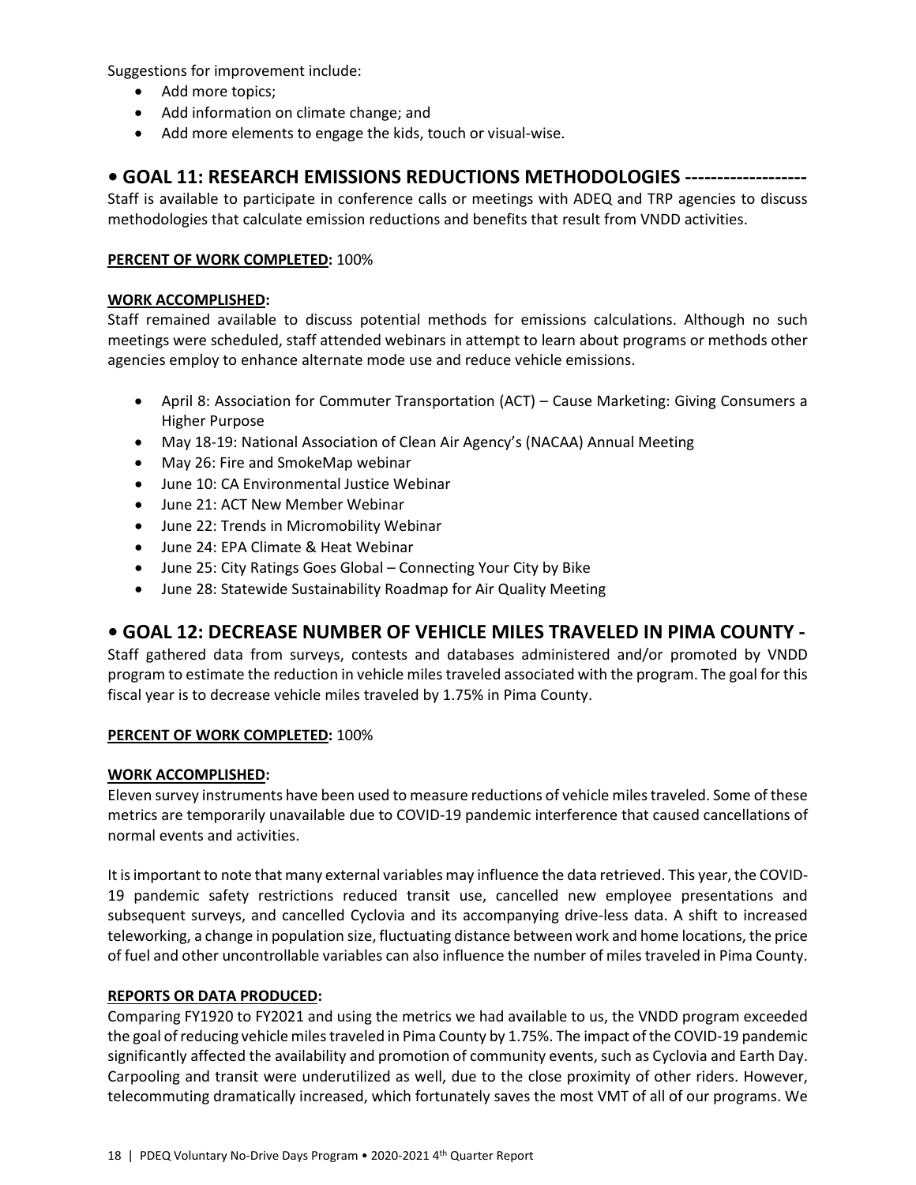Suggestions for improvement include:

- Add more topics;
- Add information on climate change; and
- Add more elements to engage the kids, touch or visual-wise.

## • GOAL 11: RESEARCH EMISSIONS REDUCTIONS METHODOLOGIES -------------------

Staff is available to participate in conference calls or meetings with ADEQ and TRP agencies to discuss methodologies that calculate emission reductions and benefits that result from VNDD activities.

**PERCENT OF WORK COMPLETED:** 100%

**WORK ACCOMPLISHED:**

Staff remained available to discuss potential methods for emissions calculations. Although no such meetings were scheduled, staff attended webinars in attempt to learn about programs or methods other agencies employ to enhance alternate mode use and reduce vehicle emissions.

- April 8: Association for Commuter Transportation (ACT) – Cause Marketing: Giving Consumers a Higher Purpose
- May 18-19: National Association of Clean Air Agency's (NACAA) Annual Meeting
- May 26: Fire and SmokeMap webinar
- June 10: CA Environmental Justice Webinar
- June 21: ACT New Member Webinar
- June 22: Trends in Micromobility Webinar
- June 24: EPA Climate & Heat Webinar
- June 25: City Ratings Goes Global – Connecting Your City by Bike
- June 28: Statewide Sustainability Roadmap for Air Quality Meeting

## • GOAL 12: DECREASE NUMBER OF VEHICLE MILES TRAVELED IN PIMA COUNTY -

Staff gathered data from surveys, contests and databases administered and/or promoted by VNDD program to estimate the reduction in vehicle miles traveled associated with the program. The goal for this fiscal year is to decrease vehicle miles traveled by 1.75% in Pima County.

**PERCENT OF WORK COMPLETED:** 100%

**WORK ACCOMPLISHED:**

Eleven survey instruments have been used to measure reductions of vehicle miles traveled. Some of these metrics are temporarily unavailable due to COVID-19 pandemic interference that caused cancellations of normal events and activities.

It is important to note that many external variables may influence the data retrieved. This year, the COVID-19 pandemic safety restrictions reduced transit use, cancelled new employee presentations and subsequent surveys, and cancelled Cyclovia and its accompanying drive-less data. A shift to increased teleworking, a change in population size, fluctuating distance between work and home locations, the price of fuel and other uncontrollable variables can also influence the number of miles traveled in Pima County.

**REPORTS OR DATA PRODUCED:**

Comparing FY1920 to FY2021 and using the metrics we had available to us, the VNDD program exceeded the goal of reducing vehicle miles traveled in Pima County by 1.75%. The impact of the COVID-19 pandemic significantly affected the availability and promotion of community events, such as Cyclovia and Earth Day. Carpooling and transit were underutilized as well, due to the close proximity of other riders. However, telecommuting dramatically increased, which fortunately saves the most VMT of all of our programs. We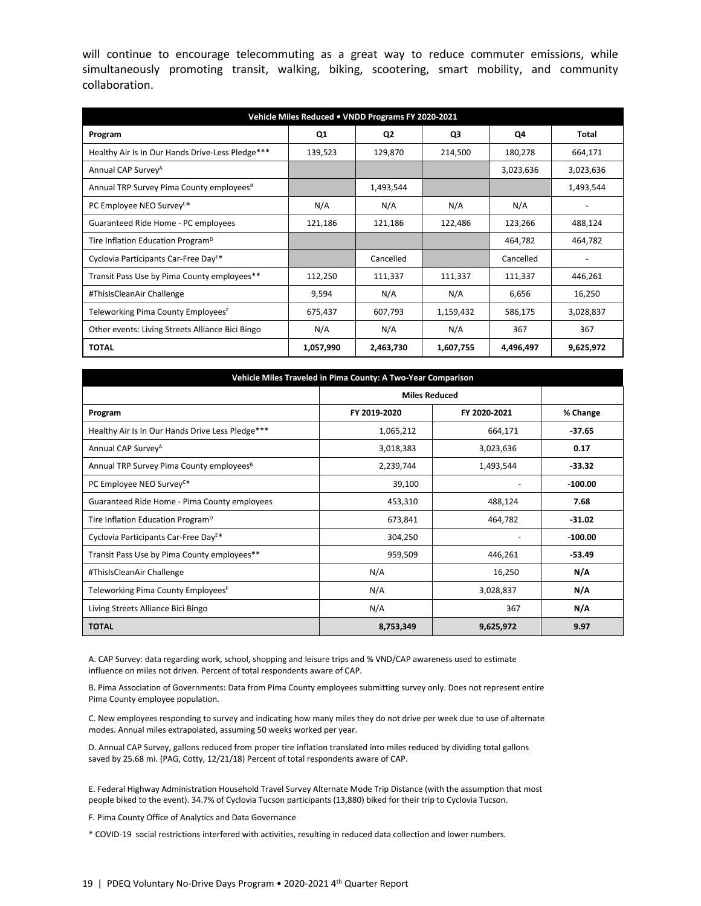will continue to encourage telecommuting as a great way to reduce commuter emissions, while simultaneously promoting transit, walking, biking, scootering, smart mobility, and community collaboration.

| Vehicle Miles Reduced • VNDD Programs FY 2020-2021 | | | | | |
|---|---|---|---|---|---|
| **Program** | **Q1** | **Q2** | **Q3** | **Q4** | **Total** |
| Healthy Air Is In Our Hands Drive-Less Pledge*** | 139,523 | 129,870 | 214,500 | 180,278 | 664,171 |
| Annual CAP Survey[A] | | | | 3,023,636 | 3,023,636 |
| Annual TRP Survey Pima County employees[B] | | 1,493,544 | | | 1,493,544 |
| PC Employee NEO Survey[C]* | N/A | N/A | N/A | N/A | - |
| Guaranteed Ride Home - PC employees | 121,186 | 121,186 | 122,486 | 123,266 | 488,124 |
| Tire Inflation Education Program[D] | | | | 464,782 | 464,782 |
| Cyclovia Participants Car-Free Day[E]* | | Cancelled | | Cancelled | - |
| Transit Pass Use by Pima County employees** | 112,250 | 111,337 | 111,337 | 111,337 | 446,261 |
| #ThisIsCleanAir Challenge | 9,594 | N/A | N/A | 6,656 | 16,250 |
| Teleworking Pima County Employees[F] | 675,437 | 607,793 | 1,159,432 | 586,175 | 3,028,837 |
| Other events: Living Streets Alliance Bici Bingo | N/A | N/A | N/A | 367 | 367 |
| **TOTAL** | **1,057,990** | **2,463,730** | **1,607,755** | **4,496,497** | **9,625,972** |

| Vehicle Miles Traveled in Pima County: A Two-Year Comparison | | | |
|---|---|---|---|
| | **Miles Reduced** | | |
| **Program** | **FY 2019-2020** | **FY 2020-2021** | **% Change** |
| Healthy Air Is In Our Hands Drive Less Pledge*** | 1,065,212 | 664,171 | **-37.65** |
| Annual CAP Survey[A] | 3,018,383 | 3,023,636 | **0.17** |
| Annual TRP Survey Pima County employees[B] | 2,239,744 | 1,493,544 | **-33.32** |
| PC Employee NEO Survey[C]* | 39,100 | - | **-100.00** |
| Guaranteed Ride Home - Pima County employees | 453,310 | 488,124 | **7.68** |
| Tire Inflation Education Program[D] | 673,841 | 464,782 | **-31.02** |
| Cyclovia Participants Car-Free Day[E]* | 304,250 | - | **-100.00** |
| Transit Pass Use by Pima County employees** | 959,509 | 446,261 | **-53.49** |
| #ThisIsCleanAir Challenge | N/A | 16,250 | **N/A** |
| Teleworking Pima County Employees[F] | N/A | 3,028,837 | **N/A** |
| Living Streets Alliance Bici Bingo | N/A | 367 | **N/A** |
| **TOTAL** | **8,753,349** | **9,625,972** | **9.97** |

A. CAP Survey: data regarding work, school, shopping and leisure trips and % VND/CAP awareness used to estimate influence on miles not driven. Percent of total respondents aware of CAP.

B. Pima Association of Governments: Data from Pima County employees submitting survey only. Does not represent entire Pima County employee population.

C. New employees responding to survey and indicating how many miles they do not drive per week due to use of alternate modes. Annual miles extrapolated, assuming 50 weeks worked per year.

D. Annual CAP Survey, gallons reduced from proper tire inflation translated into miles reduced by dividing total gallons saved by 25.68 mi. (PAG, Cotty, 12/21/18) Percent of total respondents aware of CAP.

E. Federal Highway Administration Household Travel Survey Alternate Mode Trip Distance (with the assumption that most people biked to the event). 34.7% of Cyclovia Tucson participants (13,880) biked for their trip to Cyclovia Tucson.

F. Pima County Office of Analytics and Data Governance

* COVID-19 social restrictions interfered with activities, resulting in reduced data collection and lower numbers.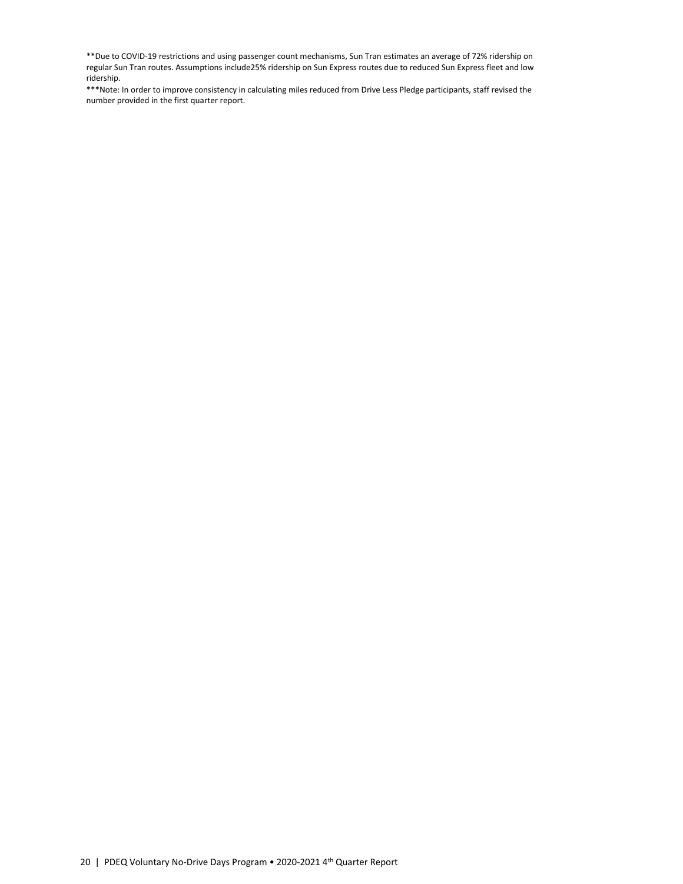**Due to COVID-19 restrictions and using passenger count mechanisms, Sun Tran estimates an average of 72% ridership on regular Sun Tran routes. Assumptions include25% ridership on Sun Express routes due to reduced Sun Express fleet and low ridership.

***Note: In order to improve consistency in calculating miles reduced from Drive Less Pledge participants, staff revised the number provided in the first quarter report.